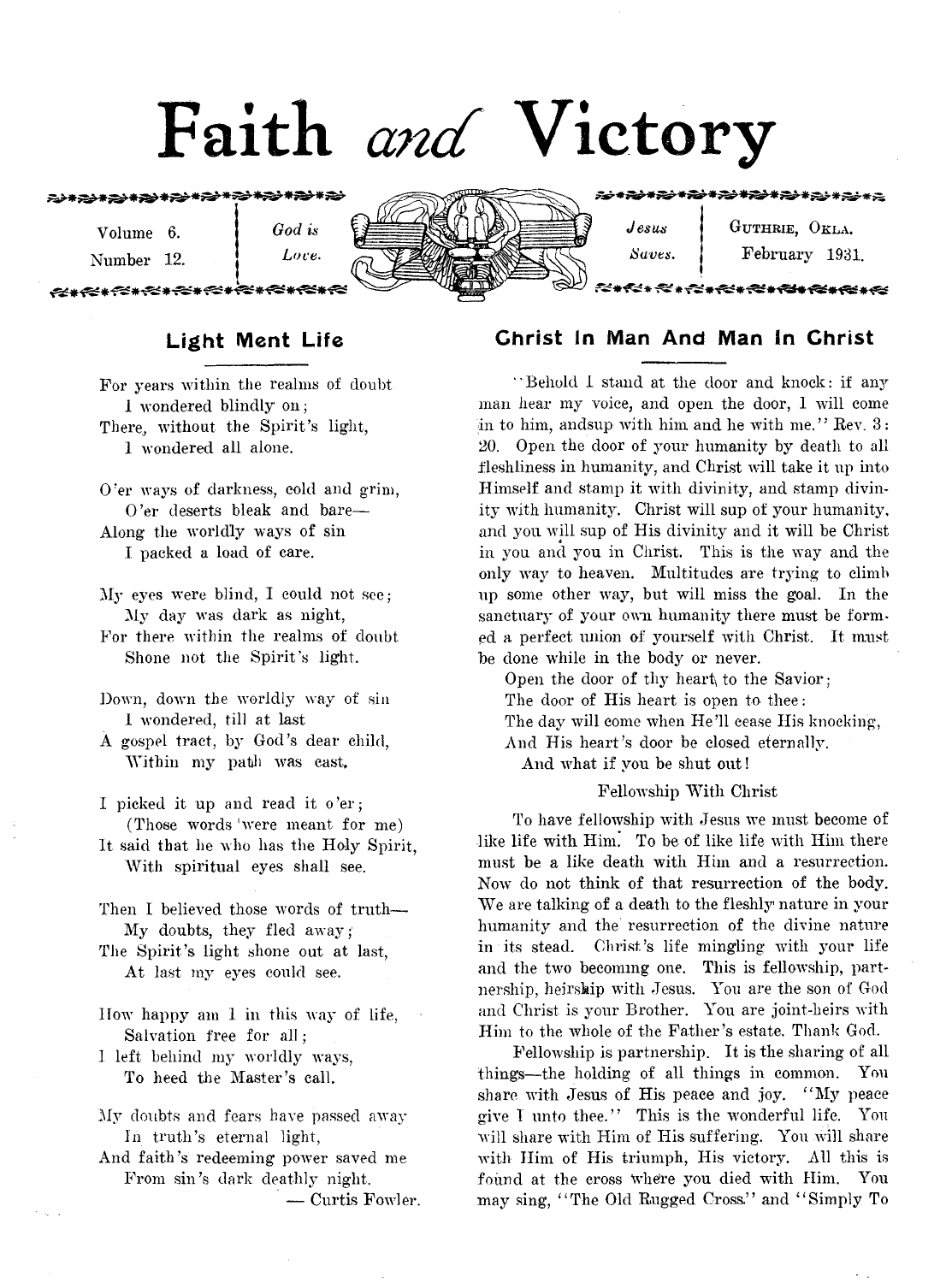# Faith *and* Victory

Volume 6. Number 12. | *God is Love.* | *Jesus Saves.* | GUTHRIE, OKLA. February 1931.

## Light Ment Life

For years within the realms of doubt
I wondered blindly on;
There, without the Spirit's light,
I wondered all alone.

O'er ways of darkness, cold and grim,
O'er deserts bleak and bare—
Along the worldly ways of sin
I packed a load of care.

My eyes were blind, I could not see;
My day was dark as night,
For there within the realms of doubt
Shone not the Spirit's light.

Down, down the worldly way of sin
I wondered, till at last
A gospel tract, by God's dear child,
Within my path was cast.

I picked it up and read it o'er;
(Those words were meant for me)
It said that he who has the Holy Spirit,
With spiritual eyes shall see.

Then I believed those words of truth—
My doubts, they fled away;
The Spirit's light shone out at last,
At last my eyes could see.

How happy am I in this way of life,
Salvation free for all;
I left behind my worldly ways,
To heed the Master's call.

My doubts and fears have passed away
In truth's eternal light,
And faith's redeeming power saved me
From sin's dark deathly night.

— Curtis Fowler.

## Christ In Man And Man In Christ

"Behold I stand at the door and knock: if any man hear my voice, and open the door, I will come in to him, andsup with him and he with me." Rev. 3: 20. Open the door of your humanity by death to all fleshliness in humanity, and Christ will take it up into Himself and stamp it with divinity, and stamp divinity with humanity. Christ will sup of your humanity, and you will sup of His divinity and it will be Christ in you and you in Christ. This is the way and the only way to heaven. Multitudes are trying to climb up some other way, but will miss the goal. In the sanctuary of your own humanity there must be formed a perfect union of yourself with Christ. It must be done while in the body or never.

Open the door of thy heart to the Savior;
The door of His heart is open to thee:
The day will come when He'll cease His knocking,
And His heart's door be closed eternally.
And what if you be shut out!

### Fellowship With Christ

To have fellowship with Jesus we must become of like life with Him. To be of like life with Him there must be a like death with Him and a resurrection. Now do not think of that resurrection of the body. We are talking of a death to the fleshly nature in your humanity and the resurrection of the divine nature in its stead. Christ's life mingling with your life and the two becoming one. This is fellowship, partnership, heirship with Jesus. You are the son of God and Christ is your Brother. You are joint-heirs with Him to the whole of the Father's estate. Thank God.

Fellowship is partnership. It is the sharing of all things—the holding of all things in common. You share with Jesus of His peace and joy. "My peace give I unto thee." This is the wonderful life. You will share with Him of His suffering. You will share with Him of His triumph, His victory. All this is found at the cross where you died with Him. You may sing, "The Old Rugged Cross" and "Simply To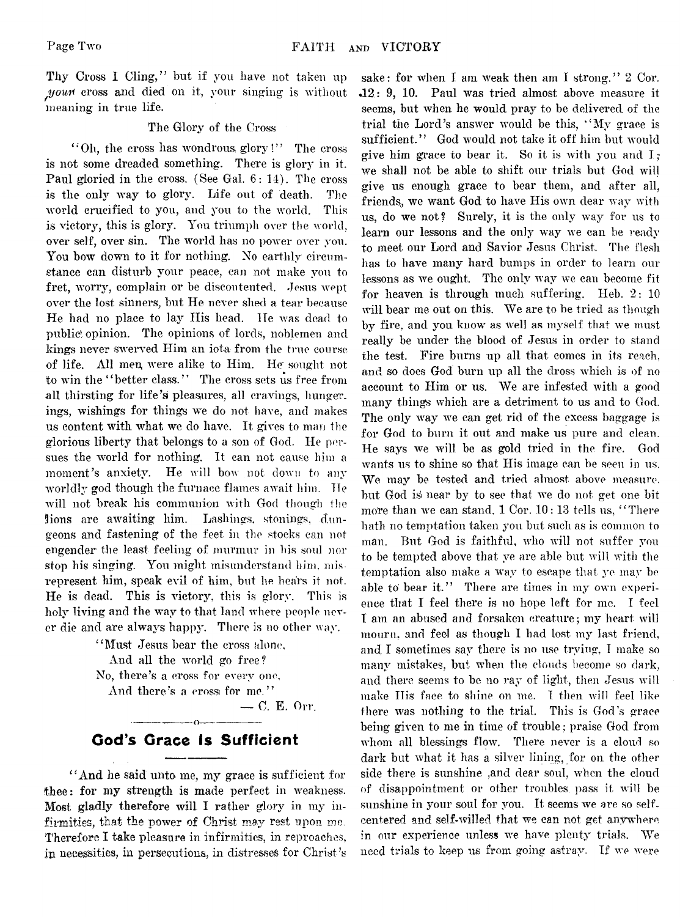Thy Cross I Cling," but if you have not taken up *your* cross and died on it, your singing is without meaning in true life.

### The Glory of the Cross

"Oh, the cross has wondrous glory!" The cross is not some dreaded something. There is glory in it. Paul gloried in the cross. (See Gal. 6: 14). The cross is the only way to glory. Life out of death. The world crucified to you, and you to the world. This is victory, this is glory. You triumph over the world, over self, over sin. The world has no power over you. You bow down to it for nothing. No earthly circumstance can disturb your peace, can not make you to fret, worry, complain or be discontented. Jesus wept over the lost sinners, but He never shed a tear because He had no place to lay His head. He was dead to public opinion. The opinions of lords, noblemen and kings never swerved Him an iota from the true course of life. All men were alike to Him. He sought not to win the "better class." The cross sets us free from all thirsting for life's pleasures, all cravings, hungerings, wishings for things we do not have, and makes us content with what we do have. It gives to man the glorious liberty that belongs to a son of God. He persues the world for nothing. It can not cause him a moment's anxiety. He will bow not down to any worldly god though the furnace flames await him. He will not break his communion with God though the lions are awaiting him. Lashings, stonings, dungeons and fastening of the feet in the stocks can not engender the least feeling of murmur in his soul nor stop his singing. You might misunderstand him, misrepresent him, speak evil of him, but he hears it not. He is dead. This is victory, this is glory. This is holy living and the way to that land where people never die and are always happy. There is no other way.

> "Must Jesus bear the cross alone,
> And all the world go free?
> No, there's a cross for every one,
> And there's a cross for me."

— C. E. Orr.

---

## God's Grace Is Sufficient

"And he said unto me, my grace is sufficient for thee: for my strength is made perfect in weakness. Most gladly therefore will I rather glory in my infirmities, that the power of Christ may rest upon me. Therefore I take pleasure in infirmities, in reproaches, in necessities, in persecutions, in distresses for Christ's sake: for when I am weak then am I strong." 2 Cor. 12: 9, 10. Paul was tried almost above measure it seems, but when he would pray to be delivered of the trial the Lord's answer would be this, "My grace is sufficient." God would not take it off him but would give him grace to bear it. So it is with you and I; we shall not be able to shift our trials but God will give us enough grace to bear them, and after all, friends, we want God to have His own dear way with us, do we not? Surely, it is the only way for us to learn our lessons and the only way we can be ready to meet our Lord and Savior Jesus Christ. The flesh has to have many hard bumps in order to learn our lessons as we ought. The only way we can become fit for heaven is through much suffering. Heb. 2: 10 will bear me out on this. We are to be tried as though by fire, and you know as well as myself that we must really be under the blood of Jesus in order to stand the test. Fire burns up all that comes in its reach, and so does God burn up all the dross which is of no account to Him or us. We are infested with a good many things which are a detriment to us and to God. The only way we can get rid of the excess baggage is for God to burn it out and make us pure and clean. He says we will be as gold tried in the fire. God wants us to shine so that His image can be seen in us. We may be tested and tried almost above measure, but God is near by to see that we do not get one bit more than we can stand. 1 Cor. 10: 13 tells us, "There hath no temptation taken you but such as is common to man. But God is faithful, who will not suffer you to be tempted above that ye are able but will with the temptation also make a way to escape that ye may be able to bear it." There are times in my own experience that I feel there is no hope left for me. I feel I am an abused and forsaken creature; my heart will mourn, and feel as though I had lost my last friend, and I sometimes say there is no use trying. I make so many mistakes, but when the clouds become so dark, and there seems to be no ray of light, then Jesus will make His face to shine on me. I then will feel like there was nothing to the trial. This is God's grace being given to me in time of trouble; praise God from whom all blessings flow. There never is a cloud so dark but what it has a silver lining, for on the other side there is sunshine ,and dear soul, when the cloud of disappointment or other troubles pass it will be sunshine in your soul for you. It seems we are so self-centered and self-willed that we can not get anywhere in our experience unless we have plenty trials. We need trials to keep us from going astray. If we were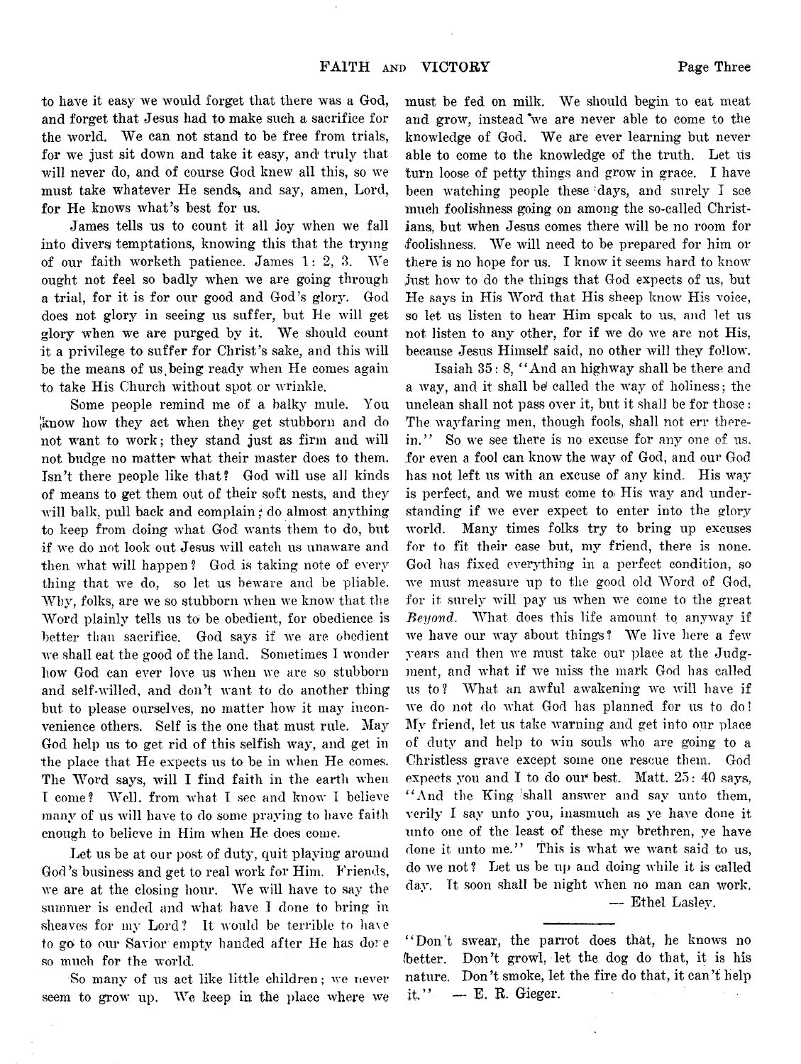to have it easy we would forget that there was a God, and forget that Jesus had to make such a sacrifice for the world. We can not stand to be free from trials, for we just sit down and take it easy, and truly that will never do, and of course God knew all this, so we must take whatever He sends, and say, amen, Lord, for He knows what's best for us.

James tells us to count it all joy when we fall into divers temptations, knowing this that the trying of our faith worketh patience. James 1: 2, 3. We ought not feel so badly when we are going through a trial, for it is for our good and God's glory. God does not glory in seeing us suffer, but He will get glory when we are purged by it. We should count it a privilege to suffer for Christ's sake, and this will be the means of us being ready when He comes again to take His Church without spot or wrinkle.

Some people remind me of a balky mule. You know how they act when they get stubborn and do not want to work; they stand just as firm and will not budge no matter what their master does to them. Isn't there people like that? God will use all kinds of means to get them out of their soft nests, and they will balk, pull back and complain; do almost anything to keep from doing what God wants them to do, but if we do not look out Jesus will catch us unaware and then what will happen? God is taking note of every thing that we do, so let us beware and be pliable. Why, folks, are we so stubborn when we know that the Word plainly tells us to be obedient, for obedience is better than sacrifice. God says if we are obedient we shall eat the good of the land. Sometimes I wonder how God can ever love us when we are so stubborn and self-willed, and don't want to do another thing but to please ourselves, no matter how it may inconvenience others. Self is the one that must rule. May God help us to get rid of this selfish way, and get in the place that He expects us to be in when He comes. The Word says, will I find faith in the earth when I come? Well, from what I see and know I believe many of us will have to do some praying to have faith enough to believe in Him when He does come.

Let us be at our post of duty, quit playing around God's business and get to real work for Him. Friends, we are at the closing hour. We will have to say the summer is ended and what have I done to bring in sheaves for my Lord? It would be terrible to have to go to our Savior empty handed after He has done so much for the world.

So many of us act like little children; we never seem to grow up. We keep in the place where we must be fed on milk. We should begin to eat meat and grow, instead we are never able to come to the knowledge of God. We are ever learning but never able to come to the knowledge of the truth. Let us turn loose of petty things and grow in grace. I have been watching people these days, and surely I see much foolishness going on among the so-called Christians, but when Jesus comes there will be no room for foolishness. We will need to be prepared for him or there is no hope for us. I know it seems hard to know just how to do the things that God expects of us, but He says in His Word that His sheep know His voice, so let us listen to hear Him speak to us, and let us not listen to any other, for if we do we are not His, because Jesus Himself said, no other will they follow.

Isaiah 35: 8, "And an highway shall be there and a way, and it shall be called the way of holiness; the unclean shall not pass over it, but it shall be for those: The wayfaring men, though fools, shall not err therein." So we see there is no excuse for any one of us, for even a fool can know the way of God, and our God has not left us with an excuse of any kind. His way is perfect, and we must come to His way and understanding if we ever expect to enter into the glory world. Many times folks try to bring up excuses for to fit their case but, my friend, there is none. God has fixed everything in a perfect condition, so we must measure up to the good old Word of God, for it surely will pay us when we come to the great *Beyond*. What does this life amount to anyway if we have our way about things? We live here a few years and then we must take our place at the Judgment, and what if we miss the mark God has called us to? What an awful awakening we will have if we do not do what God has planned for us to do! My friend, let us take warning and get into our place of duty and help to win souls who are going to a Christless grave except some one rescue them. God expects you and I to do our best. Matt. 25: 40 says, "And the King shall answer and say unto them, verily I say unto you, inasmuch as ye have done it unto one of the least of these my brethren, ye have done it unto me." This is what we want said to us, do we not? Let us be up and doing while it is called day. It soon shall be night when no man can work.

— Ethel Lasley.

---

"Don't swear, the parrot does that, he knows no better. Don't growl, let the dog do that, it is his nature. Don't smoke, let the fire do that, it can't help it." — E. R. Gieger.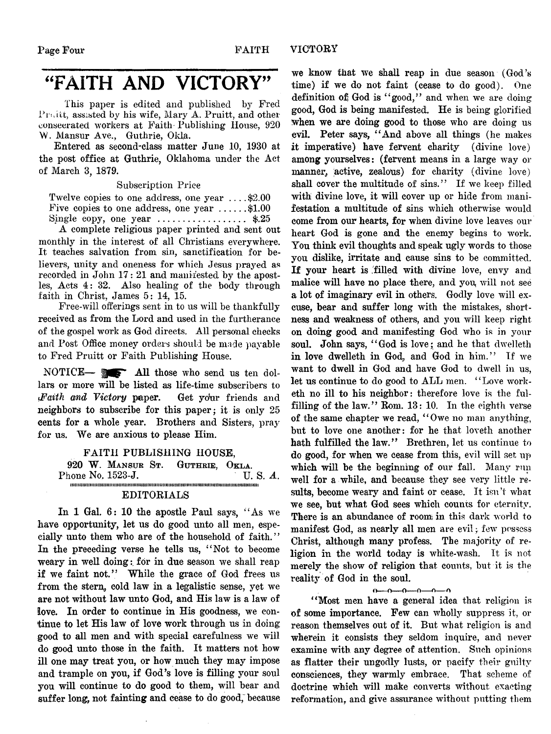# "FAITH AND VICTORY"

This paper is edited and published by Fred Pruitt, assisted by his wife, Mary A. Pruitt, and other consecrated workers at Faith Publishing House, 920 W. Mansur Ave., Guthrie, Okla.

Entered as second-class matter June 10, 1930 at the post office at Guthrie, Oklahoma under the Act of March 3, 1879.

Subscription Price

Twelve copies to one address, one year .... $2.00
Five copies to one address, one year ...... $1.00
Single copy, one year .................. $.25

A complete religious paper printed and sent out monthly in the interest of all Christians everywhere. It teaches salvation from sin, sanctification for believers, unity and oneness for which Jesus prayed as recorded in John 17: 21 and manifested by the apostles, Acts 4: 32. Also healing of the body through faith in Christ, James 5: 14, 15.

Free-will offerings sent in to us will be thankfully received as from the Lord and used in the furtherance of the gospel work as God directs. All personal checks and Post Office money orders should be made payable to Fred Pruitt or Faith Publishing House.

NOTICE— ☛ All those who send us ten dollars or more will be listed as life-time subscribers to *Faith and Victory* paper. Get your friends and neighbors to subscribe for this paper; it is only 25 cents for a whole year. Brothers and Sisters, pray for us. We are anxious to please Him.

FAITH PUBLISHING HOUSE,
920 W. MANSUR ST. GUTHRIE, OKLA.
Phone No. 1523-J. U. S. A.

## EDITORIALS

In 1 Gal. 6: 10 the apostle Paul says, "As we have opportunity, let us do good unto all men, especially unto them who are of the household of faith." In the preceding verse he tells us, "Not to become weary in well doing: for in due season we shall reap if we faint not." While the grace of God frees us from the stern, cold law in a legalistic sense, yet we are not without law unto God, and His law is a law of love. In order to continue in His goodness, we continue to let His law of love work through us in doing good to all men and with special carefulness we will do good unto those in the faith. It matters not how ill one may treat you, or how much they may impose and trample on you, if God's love is filling your soul you will continue to do good to them, will bear and suffer long, not fainting and cease to do good, because we know that we shall reap in due season (God's time) if we do not faint (cease to do good). One definition of God is "good," and when we are doing good, God is being manifested. He is being glorified when we are doing good to those who are doing us evil. Peter says, "And above all things (he makes it imperative) have fervent charity (divine love) among yourselves: (fervent means in a large way or manner, active, zealous) for charity (divine love) shall cover the multitude of sins." If we keep filled with divine love, it will cover up or hide from manifestation a multitude of sins which otherwise would come from our hearts, for when divine love leaves our heart God is gone and the enemy begins to work. You think evil thoughts and speak ugly words to those you dislike, irritate and cause sins to be committed. If your heart is filled with divine love, envy and malice will have no place there, and you will not see a lot of imaginary evil in others. Godly love will excuse, bear and suffer long with the mistakes, shortness and weakness of others, and you will keep right on doing good and manifesting God who is in your soul. John says, "God is love; and he that dwelleth in love dwelleth in God, and God in him." If we want to dwell in God and have God to dwell in us, let us continue to do good to ALL men. "Love worketh no ill to his neighbor: therefore love is the fulfilling of the law." Rom. 13: 10. In the eighth verse of the same chapter we read, "Owe no man anything, but to love one another: for he that loveth another hath fulfilled the law." Brethren, let us continue to do good, for when we cease from this, evil will set up which will be the beginning of our fall. Many run well for a while, and because they see very little results, become weary and faint or cease. It isn't what we see, but what God sees which counts for eternity. There is an abundance of room in this dark world to manifest God, as nearly all men are evil; few possess Christ, although many profess. The majority of religion in the world today is white-wash. It is not merely the show of religion that counts, but it is the reality of God in the soul.

o—o—o—o—o—o

"Most men have a general idea that religion is of some importance. Few can wholly suppress it, or reason themselves out of it. But what religion is and wherein it consists they seldom inquire, and never examine with any degree of attention. Such opinions as flatter their ungodly lusts, or pacify their guilty consciences, they warmly embrace. That scheme of doctrine which will make converts without exacting reformation, and give assurance without putting them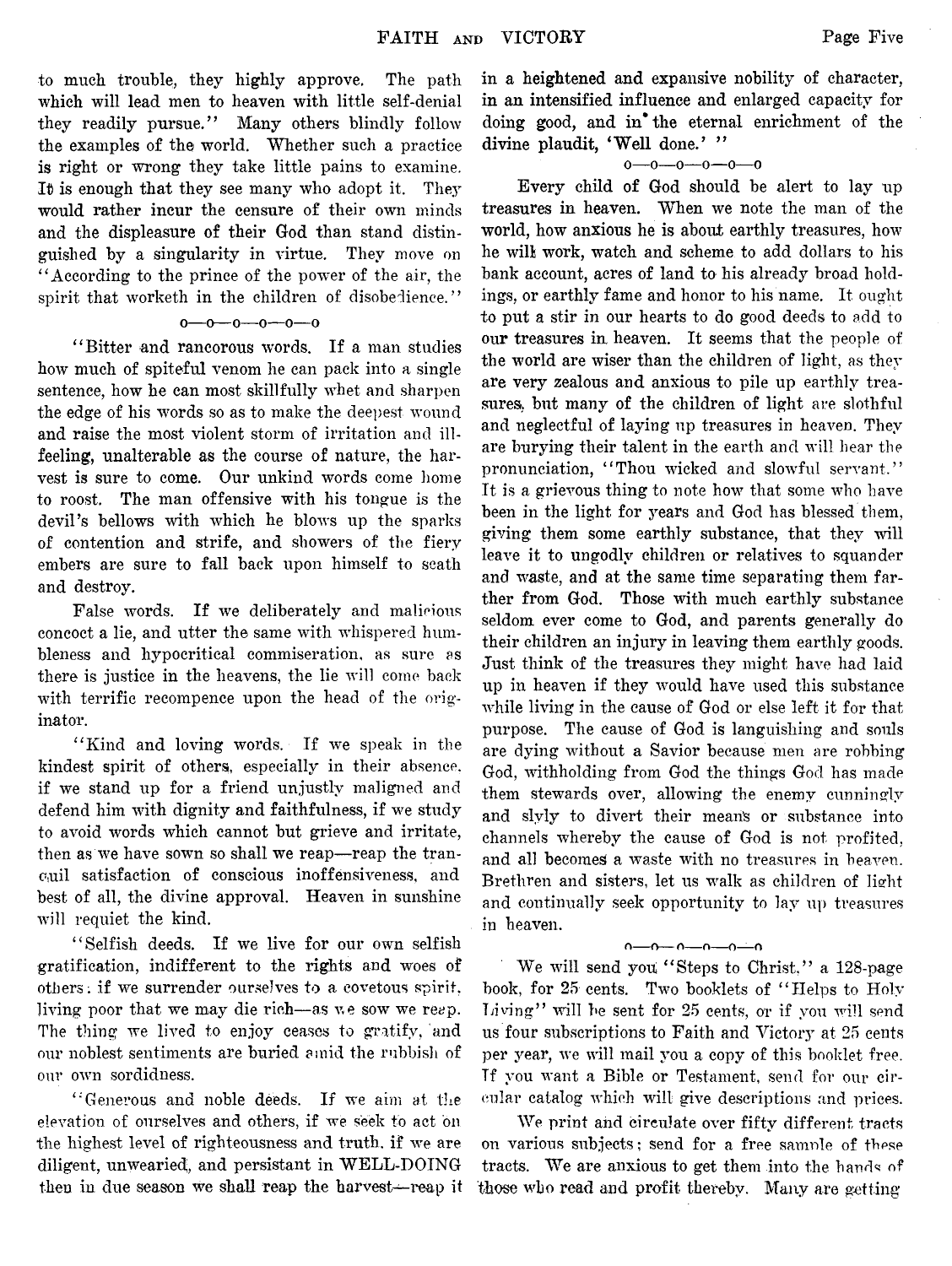to much trouble, they highly approve. The path which will lead men to heaven with little self-denial they readily pursue." Many others blindly follow the examples of the world. Whether such a practice is right or wrong they take little pains to examine. It is enough that they see many who adopt it. They would rather incur the censure of their own minds and the displeasure of their God than stand distinguished by a singularity in virtue. They move on "According to the prince of the power of the air, the spirit that worketh in the children of disobedience."

o—o—o—o—o—o

"Bitter and rancorous words. If a man studies how much of spiteful venom he can pack into a single sentence, how he can most skillfully whet and sharpen the edge of his words so as to make the deepest wound and raise the most violent storm of irritation and ill-feeling, unalterable as the course of nature, the harvest is sure to come. Our unkind words come home to roost. The man offensive with his tongue is the devil's bellows with which he blows up the sparks of contention and strife, and showers of the fiery embers are sure to fall back upon himself to scath and destroy.

False words. If we deliberately and malicious concoct a lie, and utter the same with whispered humbleness and hypocritical commiseration, as sure as there is justice in the heavens, the lie will come back with terrific recompence upon the head of the originator.

"Kind and loving words. If we speak in the kindest spirit of others, especially in their absence, if we stand up for a friend unjustly maligned and defend him with dignity and faithfulness, if we study to avoid words which cannot but grieve and irritate, then as we have sown so shall we reap—reap the tranquil satisfaction of conscious inoffensiveness, and best of all, the divine approval. Heaven in sunshine will requiet the kind.

"Selfish deeds. If we live for our own selfish gratification, indifferent to the rights and woes of others; if we surrender ourselves to a covetous spirit, living poor that we may die rich—as we sow we reap. The thing we lived to enjoy ceases to gratify, and our noblest sentiments are buried amid the rubbish of our own sordidness.

"Generous and noble deeds. If we aim at the elevation of ourselves and others, if we seek to act on the highest level of righteousness and truth, if we are diligent, unwearied, and persistant in WELL-DOING then in due season we shall reap the harvest—reap it in a heightened and expansive nobility of character, in an intensified influence and enlarged capacity for doing good, and in the eternal enrichment of the divine plaudit, 'Well done.' "

o—o—o—o—o—o

Every child of God should be alert to lay up treasures in heaven. When we note the man of the world, how anxious he is about earthly treasures, how he will work, watch and scheme to add dollars to his bank account, acres of land to his already broad holdings, or earthly fame and honor to his name. It ought to put a stir in our hearts to do good deeds to add to our treasures in heaven. It seems that the people of the world are wiser than the children of light, as they are very zealous and anxious to pile up earthly treasures, but many of the children of light are slothful and neglectful of laying up treasures in heaven. They are burying their talent in the earth and will hear the pronunciation, "Thou wicked and slowful servant." It is a grievous thing to note how that some who have been in the light for years and God has blessed them, giving them some earthly substance, that they will leave it to ungodly children or relatives to squander and waste, and at the same time separating them farther from God. Those with much earthly substance seldom ever come to God, and parents generally do their children an injury in leaving them earthly goods. Just think of the treasures they might have had laid up in heaven if they would have used this substance while living in the cause of God or else left it for that purpose. The cause of God is languishing and souls are dying without a Savior because men are robbing God, withholding from God the things God has made them stewards over, allowing the enemy cunningly and slyly to divert their means or substance into channels whereby the cause of God is not profited, and all becomes a waste with no treasures in heaven. Brethren and sisters, let us walk as children of light and continually seek opportunity to lay up treasures in heaven.

o—o—o—o—o—o

We will send you "Steps to Christ," a 128-page book, for 25 cents. Two booklets of "Helps to Holy Living" will be sent for 25 cents, or if you will send us four subscriptions to Faith and Victory at 25 cents per year, we will mail you a copy of this booklet free. If you want a Bible or Testament, send for our circular catalog which will give descriptions and prices.

We print and circulate over fifty different tracts on various subjects; send for a free sample of these tracts. We are anxious to get them into the hands of those who read and profit thereby. Many are getting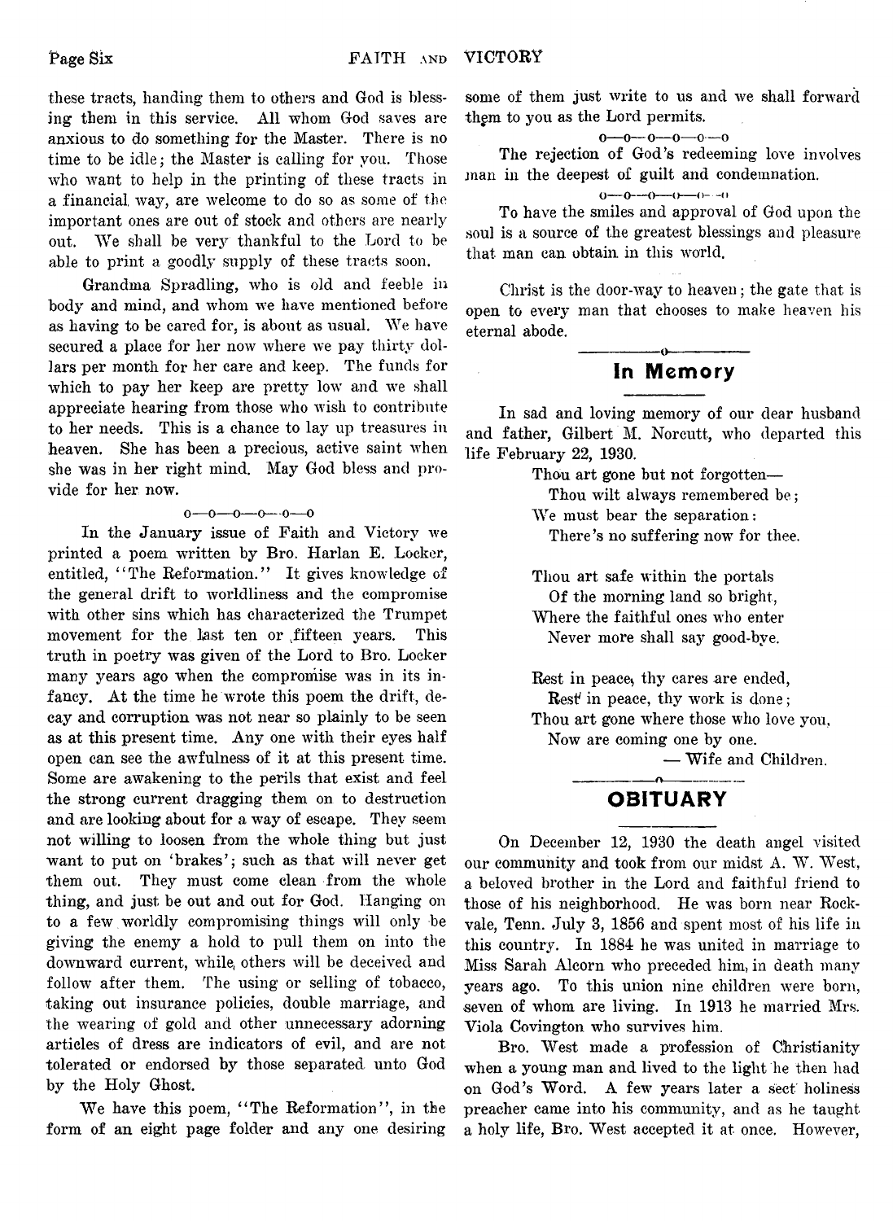these tracts, handing them to others and God is blessing them in this service. All whom God saves are anxious to do something for the Master. There is no time to be idle; the Master is calling for you. Those who want to help in the printing of these tracts in a financial way, are welcome to do so as some of the important ones are out of stock and others are nearly out. We shall be very thankful to the Lord to be able to print a goodly supply of these tracts soon.

Grandma Spradling, who is old and feeble in body and mind, and whom we have mentioned before as having to be cared for, is about as usual. We have secured a place for her now where we pay thirty dollars per month for her care and keep. The funds for which to pay her keep are pretty low and we shall appreciate hearing from those who wish to contribute to her needs. This is a chance to lay up treasures in heaven. She has been a precious, active saint when she was in her right mind. May God bless and provide for her now.

o—o—o—o—o—o

In the January issue of Faith and Victory we printed a poem written by Bro. Harlan E. Locker, entitled, "The Reformation." It gives knowledge of the general drift to worldliness and the compromise with other sins which has characterized the Trumpet movement for the last ten or fifteen years. This truth in poetry was given of the Lord to Bro. Locker many years ago when the compromise was in its infancy. At the time he wrote this poem the drift, decay and corruption was not near so plainly to be seen as at this present time. Any one with their eyes half open can see the awfulness of it at this present time. Some are awakening to the perils that exist and feel the strong current dragging them on to destruction and are looking about for a way of escape. They seem not willing to loosen from the whole thing but just want to put on 'brakes'; such as that will never get them out. They must come clean from the whole thing, and just be out and out for God. Hanging on to a few worldly compromising things will only be giving the enemy a hold to pull them on into the downward current, while others will be deceived and follow after them. The using or selling of tobacco, taking out insurance policies, double marriage, and the wearing of gold and other unnecessary adorning articles of dress are indicators of evil, and are not tolerated or endorsed by those separated unto God by the Holy Ghost.

We have this poem, "The Reformation", in the form of an eight page folder and any one desiring some of them just write to us and we shall forward them to you as the Lord permits.

o—o—o—o—o—o

The rejection of God's redeeming love involves man in the deepest of guilt and condemnation.

o—o—o—o—o—o

To have the smiles and approval of God upon the soul is a source of the greatest blessings and pleasure that man can obtain in this world.

Christ is the door-way to heaven; the gate that is open to every man that chooses to make heaven his eternal abode.

## In Memory

In sad and loving memory of our dear husband and father, Gilbert M. Norcutt, who departed this life February 22, 1930.

> Thou art gone but not forgotten—
> Thou wilt always remembered be;
> We must bear the separation:
> There's no suffering now for thee.
>
> Thou art safe within the portals
> Of the morning land so bright,
> Where the faithful ones who enter
> Never more shall say good-bye.
>
> Rest in peace, thy cares are ended,
> Rest in peace, thy work is done;
> Thou art gone where those who love you,
> Now are coming one by one.
>
> — Wife and Children.

## OBITUARY

On December 12, 1930 the death angel visited our community and took from our midst A. W. West, a beloved brother in the Lord and faithful friend to those of his neighborhood. He was born near Rockvale, Tenn. July 3, 1856 and spent most of his life in this country. In 1884 he was united in marriage to Miss Sarah Alcorn who preceded him in death many years ago. To this union nine children were born, seven of whom are living. In 1913 he married Mrs. Viola Covington who survives him.

Bro. West made a profession of Christianity when a young man and lived to the light he then had on God's Word. A few years later a sect holiness preacher came into his community, and as he taught a holy life, Bro. West accepted it at once. However,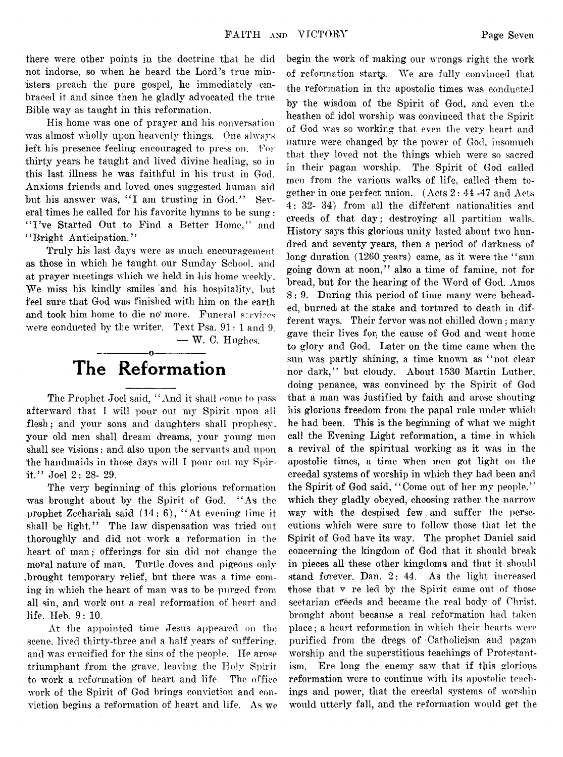there were other points in the doctrine that he did not indorse, so when he heard the Lord's true ministers preach the pure gospel, he immediately embraced it and since then he gladly advocated the true Bible way as taught in this reformation.

His home was one of prayer and his conversation was almost wholly upon heavenly things. One always left his presence feeling encouraged to press on. For thirty years he taught and lived divine healing, so in this last illness he was faithful in his trust in God. Anxious friends and loved ones suggested human aid but his answer was, "I am trusting in God." Several times he called for his favorite hymns to be sung: "I've Started Out to Find a Better Home," and "Bright Anticipation."

Truly his last days were as much encouragement as those in which he taught our Sunday School, and at prayer meetings which we held in his home weekly. We miss his kindly smiles and his hospitality, but feel sure that God was finished with him on the earth and took him home to die no more. Funeral services were conducted by the writer. Text Psa. 91: 1 and 9.

— W. C. Hughes.

# The Reformation

The Prophet Joel said, "And it shall come to pass afterward that I will pour out my Spirit upon all flesh; and your sons and daughters shall prophesy, your old men shall dream dreams, your young men shall see visions: and also upon the servants and upon the handmaids in those days will I pour out my Spirit." Joel 2: 28- 29.

The very beginning of this glorious reformation was brought about by the Spirit of God. "As the prophet Zechariah said (14: 6), "At evening time it shall be light." The law dispensation was tried out thoroughly and did not work a reformation in the heart of man; offerings for sin did not change the moral nature of man. Turtle doves and pigeons only brought temporary relief, but there was a time coming in which the heart of man was to be purged from all sin, and work out a real reformation of heart and life. Heb. 9: 10.

At the appointed time Jesus appeared on the scene, lived thirty-three and a half years of suffering, and was crucified for the sins of the people. He arose triumphant from the grave, leaving the Holy Spirit to work a reformation of heart and life. The office work of the Spirit of God brings conviction and conviction begins a reformation of heart and life. As we begin the work of making our wrongs right the work of reformation starts. We are fully convinced that the reformation in the apostolic times was conducted by the wisdom of the Spirit of God, and even the heathen of idol worship was convinced that the Spirit of God was so working that even the very heart and nature were changed by the power of God, insomuch that they loved not the things which were so sacred in their pagan worship. The Spirit of God called men from the various walks of life, called them together in one perfect union. (Acts 2: 44 -47 and Acts 4: 32- 34) from all the different nationalities and creeds of that day; destroying all partition walls. History says this glorious unity lasted about two hundred and seventy years, then a period of darkness of long duration (1260 years) came, as it were the "sun going down at noon," also a time of famine, not for bread, but for the hearing of the Word of God. Amos 8: 9. During this period of time many were beheaded, burned at the stake and tortured to death in different ways. Their fervor was not chilled down; many gave their lives for the cause of God and went home to glory and God. Later on the time came when the sun was partly shining, a time known as "not clear nor dark," but cloudy. About 1530 Martin Luther, doing penance, was convinced by the Spirit of God that a man was justified by faith and arose shouting his glorious freedom from the papal rule under which he had been. This is the beginning of what we might call the Evening Light reformation, a time in which a revival of the spiritual working as it was in the apostolic times, a time when men got light on the creedal systems of worship in which they had been and the Spirit of God said, "Come out of her my people," which they gladly obeyed, choosing rather the narrow way with the despised few and suffer the persecutions which were sure to follow those that let the Spirit of God have its way. The prophet Daniel said concerning the kingdom of God that it should break in pieces all these other kingdoms and that it should stand forever. Dan. 2: 44. As the light increased those that were led by the Spirit came out of those sectarian creeds and became the real body of Christ, brought about because a real reformation had taken place; a heart reformation in which their hearts were purified from the dregs of Catholicism and pagan worship and the superstitious teachings of Protestantism. Ere long the enemy saw that if this glorious reformation were to continue with its apostolic teachings and power, that the creedal systems of worship would utterly fall, and the reformation would get the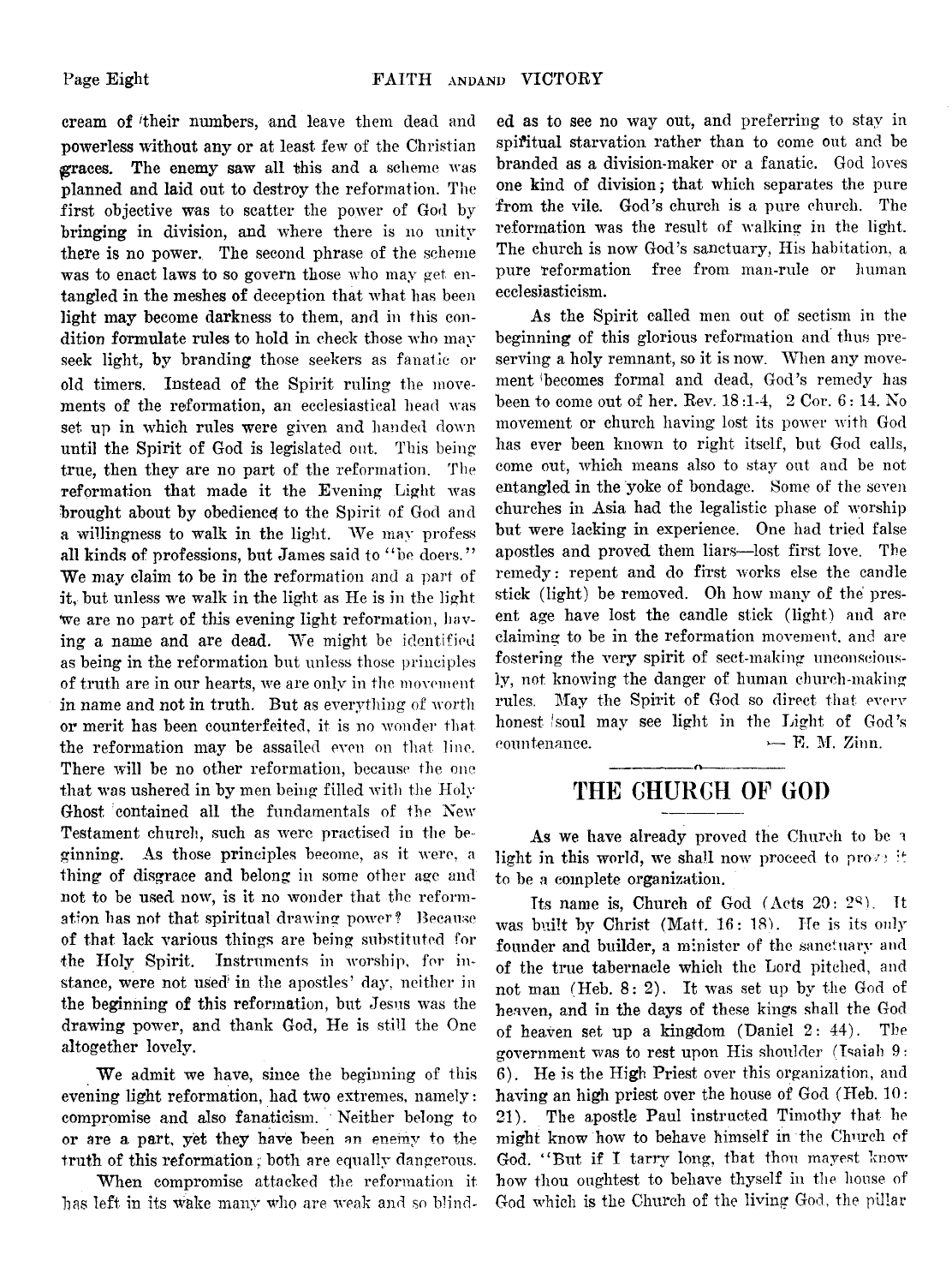cream of their numbers, and leave them dead and powerless without any or at least few of the Christian graces. The enemy saw all this and a scheme was planned and laid out to destroy the reformation. The first objective was to scatter the power of God by bringing in division, and where there is no unity there is no power. The second phrase of the scheme was to enact laws to so govern those who may get entangled in the meshes of deception that what has been light may become darkness to them, and in this condition formulate rules to hold in check those who may seek light, by branding those seekers as fanatic or old timers. Instead of the Spirit ruling the movements of the reformation, an ecclesiastical head was set up in which rules were given and handed down until the Spirit of God is legislated out. This being true, then they are no part of the reformation. The reformation that made it the Evening Light was brought about by obedience to the Spirit of God and a willingness to walk in the light. We may profess all kinds of professions, but James said to "be doers." We may claim to be in the reformation and a part of it, but unless we walk in the light as He is in the light we are no part of this evening light reformation, having a name and are dead. We might be identified as being in the reformation but unless those principles of truth are in our hearts, we are only in the movement in name and not in truth. But as everything of worth or merit has been counterfeited, it is no wonder that the reformation may be assailed even on that line. There will be no other reformation, because the one that was ushered in by men being filled with the Holy Ghost contained all the fundamentals of the New Testament church, such as were practised in the beginning. As those principles become, as it were, a thing of disgrace and belong in some other age and not to be used now, is it no wonder that the reformation has not that spiritual drawing power? Because of that lack various things are being substituted for the Holy Spirit. Instruments in worship, for instance, were not used in the apostles' day, neither in the beginning of this reformation, but Jesus was the drawing power, and thank God, He is still the One altogether lovely.

We admit we have, since the beginning of this evening light reformation, had two extremes, namely: compromise and also fanaticism. Neither belong to or are a part, yet they have been an enemy to the truth of this reformation; both are equally dangerous.

When compromise attacked the reformation it has left in its wake many who are weak and so blinded as to see no way out, and preferring to stay in spiritual starvation rather than to come out and be branded as a division-maker or a fanatic. God loves one kind of division; that which separates the pure from the vile. God's church is a pure church. The reformation was the result of walking in the light. The church is now God's sanctuary, His habitation, a pure reformation free from man-rule or human ecclesiasticism.

As the Spirit called men out of sectism in the beginning of this glorious reformation and thus preserving a holy remnant, so it is now. When any movement becomes formal and dead, God's remedy has been to come out of her. Rev. 18:1-4, 2 Cor. 6: 14. No movement or church having lost its power with God has ever been known to right itself, but God calls, come out, which means also to stay out and be not entangled in the yoke of bondage. Some of the seven churches in Asia had the legalistic phase of worship but were lacking in experience. One had tried false apostles and proved them liars—lost first love. The remedy: repent and do first works else the candle stick (light) be removed. Oh how many of the present age have lost the candle stick (light) and are claiming to be in the reformation movement, and are fostering the very spirit of sect-making unconsciously, not knowing the danger of human church-making rules. May the Spirit of God so direct that every honest soul may see light in the Light of God's countenance.

— E. M. Zinn.

## THE CHURCH OF GOD

As we have already proved the Church to be a light in this world, we shall now proceed to prove it to be a complete organization.

Its name is, Church of God (Acts 20: 28). It was built by Christ (Matt. 16: 18). He is its only founder and builder, a minister of the sanctuary and of the true tabernacle which the Lord pitched, and not man (Heb. 8: 2). It was set up by the God of heaven, and in the days of these kings shall the God of heaven set up a kingdom (Daniel 2: 44). The government was to rest upon His shoulder (Isaiah 9: 6). He is the High Priest over this organization, and having an high priest over the house of God (Heb. 10: 21). The apostle Paul instructed Timothy that he might know how to behave himself in the Church of God. "But if I tarry long, that thou mayest know how thou oughtest to behave thyself in the house of God which is the Church of the living God, the pillar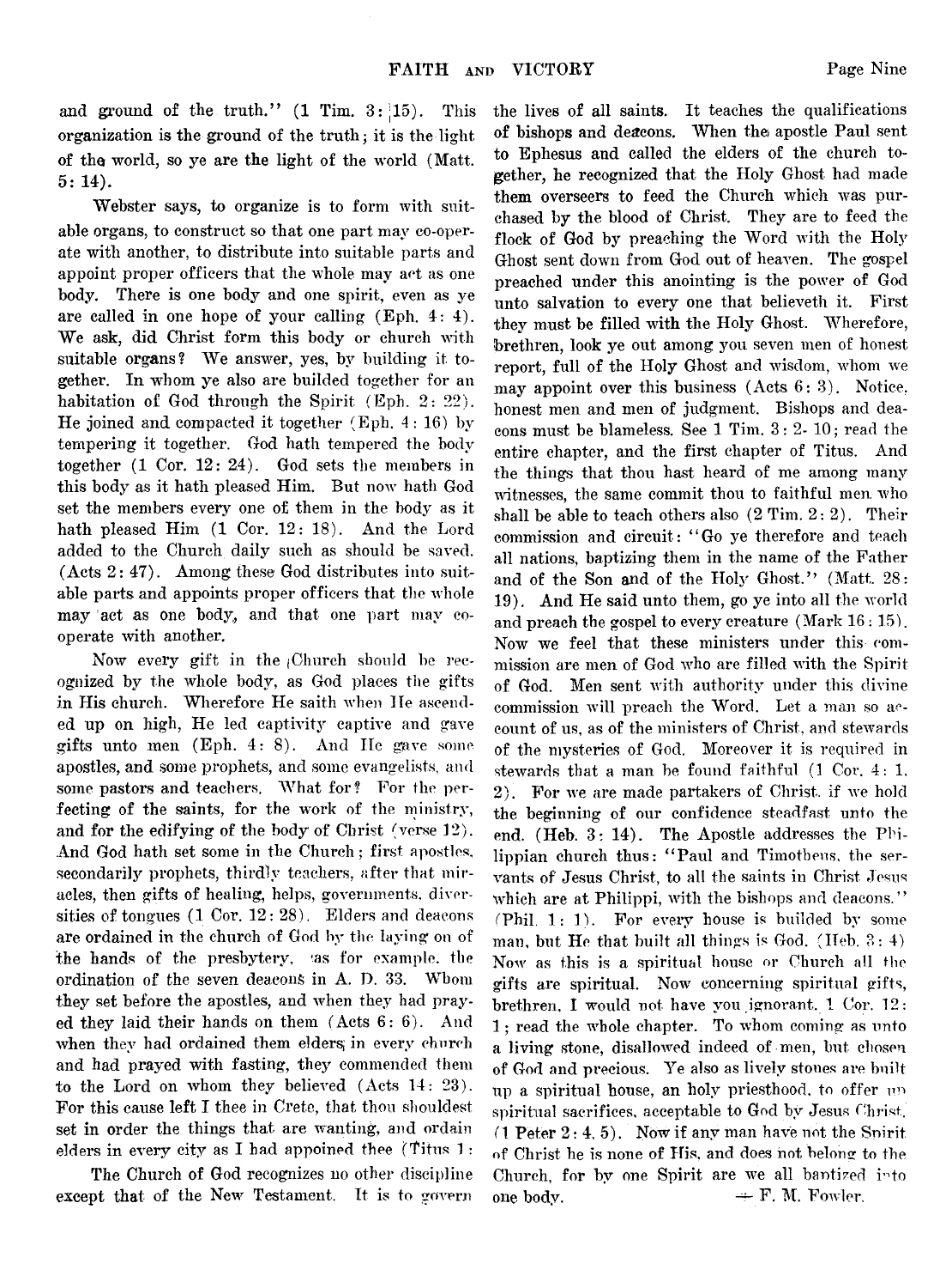and ground of the truth." (1 Tim. 3: 15). This organization is the ground of the truth; it is the light of the world, so ye are the light of the world (Matt. 5: 14).

Webster says, to organize is to form with suitable organs, to construct so that one part may co-operate with another, to distribute into suitable parts and appoint proper officers that the whole may act as one body. There is one body and one spirit, even as ye are called in one hope of your calling (Eph. 4: 4). We ask, did Christ form this body or church with suitable organs? We answer, yes, by building it together. In whom ye also are builded together for an habitation of God through the Spirit (Eph. 2: 22). He joined and compacted it together (Eph. 4: 16) by tempering it together. God hath tempered the body together (1 Cor. 12: 24). God sets the members in this body as it hath pleased Him. But now hath God set the members every one of them in the body as it hath pleased Him (1 Cor. 12: 18). And the Lord added to the Church daily such as should be saved. (Acts 2: 47). Among these God distributes into suitable parts and appoints proper officers that the whole may act as one body, and that one part may cooperate with another.

Now every gift in the Church should be recognized by the whole body, as God places the gifts in His church. Wherefore He saith when He ascended up on high, He led captivity captive and gave gifts unto men (Eph. 4: 8). And He gave some apostles, and some prophets, and some evangelists, and some pastors and teachers. What for? For the perfecting of the saints, for the work of the ministry, and for the edifying of the body of Christ (verse 12). And God hath set some in the Church; first apostles, secondarily prophets, thirdly teachers, after that miracles, then gifts of healing, helps, governments, diversities of tongues (1 Cor. 12: 28). Elders and deacons are ordained in the church of God by the laying on of the hands of the presbytery, as for example, the ordination of the seven deacons in A. D. 33. Whom they set before the apostles, and when they had prayed they laid their hands on them (Acts 6: 6). And when they had ordained them elders in every church and had prayed with fasting, they commended them to the Lord on whom they believed (Acts 14: 23). For this cause left I thee in Crete, that thou shouldest set in order the things that are wanting, and ordain elders in every city as I had appoined thee (Titus 1:

The Church of God recognizes no other discipline except that of the New Testament. It is to govern the lives of all saints. It teaches the qualifications of bishops and deacons. When the apostle Paul sent to Ephesus and called the elders of the church together, he recognized that the Holy Ghost had made them overseers to feed the Church which was purchased by the blood of Christ. They are to feed the flock of God by preaching the Word with the Holy Ghost sent down from God out of heaven. The gospel preached under this anointing is the power of God unto salvation to every one that believeth it. First they must be filled with the Holy Ghost. Wherefore, brethren, look ye out among you seven men of honest report, full of the Holy Ghost and wisdom, whom we may appoint over this business (Acts 6: 3). Notice, honest men and men of judgment. Bishops and deacons must be blameless. See 1 Tim. 3: 2- 10; read the entire chapter, and the first chapter of Titus. And the things that thou hast heard of me among many witnesses, the same commit thou to faithful men who shall be able to teach others also (2 Tim. 2: 2). Their commission and circuit: "Go ye therefore and teach all nations, baptizing them in the name of the Father and of the Son and of the Holy Ghost." (Matt. 28: 19). And He said unto them, go ye into all the world and preach the gospel to every creature (Mark 16: 15). Now we feel that these ministers under this commission are men of God who are filled with the Spirit of God. Men sent with authority under this divine commission will preach the Word. Let a man so account of us, as of the ministers of Christ, and stewards of the mysteries of God. Moreover it is required in stewards that a man be found faithful (1 Cor. 4: 1, 2). For we are made partakers of Christ, if we hold the beginning of our confidence steadfast unto the end. (Heb. 3: 14). The Apostle addresses the Philippian church thus: "Paul and Timotheus, the servants of Jesus Christ, to all the saints in Christ Jesus which are at Philippi, with the bishops and deacons." (Phil. 1: 1). For every house is builded by some man, but He that built all things is God. (Heb. 3: 4) Now as this is a spiritual house or Church all the gifts are spiritual. Now concerning spiritual gifts, brethren, I would not have you ignorant. 1 Cor. 12: 1; read the whole chapter. To whom coming as unto a living stone, disallowed indeed of men, but chosen of God and precious. Ye also as lively stones are built up a spiritual house, an holy priesthood, to offer up spiritual sacrifices, acceptable to God by Jesus Christ. (1 Peter 2: 4, 5). Now if any man have not the Spirit of Christ he is none of His, and does not belong to the Church, for by one Spirit are we all baptized into one body.

— F. M. Fowler.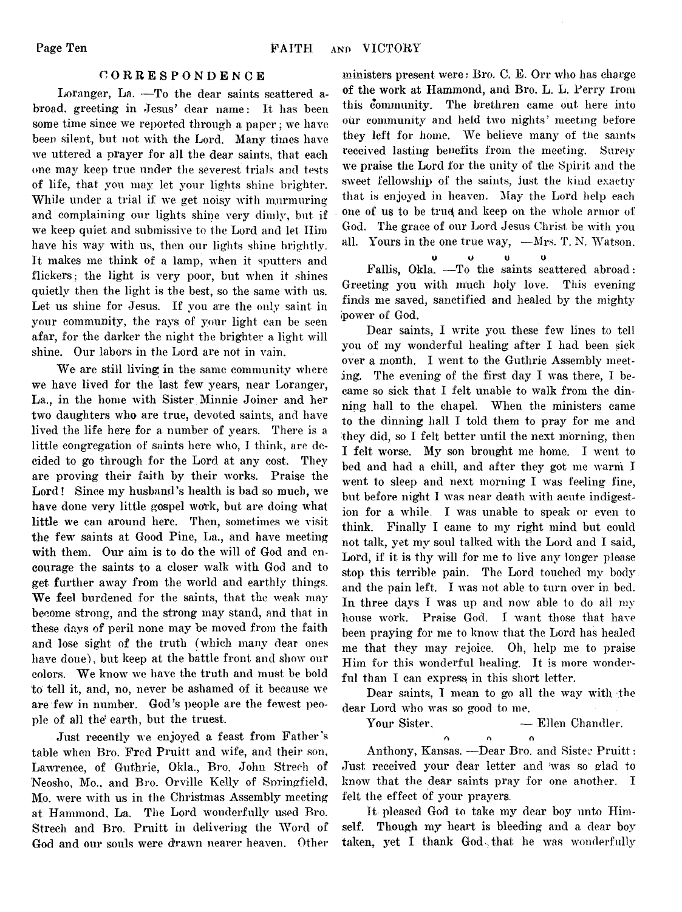## CORRESPONDENCE

Loranger, La. —To the dear saints scattered abroad, greeting in Jesus' dear name: It has been some time since we reported through a paper; we have been silent, but not with the Lord. Many times have we uttered a prayer for all the dear saints, that each one may keep true under the severest trials and tests of life, that you may let your lights shine brighter. While under a trial if we get noisy with murmuring and complaining our lights shine very dimly, but if we keep quiet and submissive to the Lord and let Him have his way with us, then our lights shine brightly. It makes me think of a lamp, when it sputters and flickers; the light is very poor, but when it shines quietly then the light is the best, so the same with us. Let us shine for Jesus. If you are the only saint in your community, the rays of your light can be seen afar, for the darker the night the brighter a light will shine. Our labors in the Lord are not in vain.

We are still living in the same community where we have lived for the last few years, near Loranger, La., in the home with Sister Minnie Joiner and her two daughters who are true, devoted saints, and have lived the life here for a number of years. There is a little congregation of saints here who, I think, are decided to go through for the Lord at any cost. They are proving their faith by their works. Praise the Lord! Since my husband's health is bad so much, we have done very little gospel work, but are doing what little we can around here. Then, sometimes we visit the few saints at Good Pine, La., and have meeting with them. Our aim is to do the will of God and encourage the saints to a closer walk with God and to get further away from the world and earthly things. We feel burdened for the saints, that the weak may become strong, and the strong may stand, and that in these days of peril none may be moved from the faith and lose sight of the truth (which many dear ones have done), but keep at the battle front and show our colors. We know we have the truth and must be bold to tell it, and, no, never be ashamed of it because we are few in number. God's people are the fewest people of all the earth, but the truest.

Just recently we enjoyed a feast from Father's table when Bro. Fred Pruitt and wife, and their son, Lawrence, of Guthrie, Okla., Bro. John Strech of Neosho, Mo., and Bro. Orville Kelly of Springfield, Mo. were with us in the Christmas Assembly meeting at Hammond, La. The Lord wonderfully used Bro. Strech and Bro. Pruitt in delivering the Word of God and our souls were drawn nearer heaven. Other ministers present were: Bro. C. E. Orr who has charge of the work at Hammond, and Bro. L. L. Perry from this community. The brethren came out here into our community and held two nights' meeting before they left for home. We believe many of the saints received lasting benefits from the meeting. Surely we praise the Lord for the unity of the Spirit and the sweet fellowship of the saints, just the kind exactly that is enjoyed in heaven. May the Lord help each one of us to be true and keep on the whole armor of God. The grace of our Lord Jesus Christ be with you all. Yours in the one true way, —Mrs. T. N. Watson.

o o o o

Fallis, Okla. —To the saints scattered abroad: Greeting you with much holy love. This evening finds me saved, sanctified and healed by the mighty power of God.

Dear saints, I write you these few lines to tell you of my wonderful healing after I had been sick over a month. I went to the Guthrie Assembly meeting. The evening of the first day I was there, I became so sick that I felt unable to walk from the dining hall to the chapel. When the ministers came to the dinning hall I told them to pray for me and they did, so I felt better until the next morning, then I felt worse. My son brought me home. I went to bed and had a chill, and after they got me warm I went to sleep and next morning I was feeling fine, but before night I was near death with acute indigestion for a while. I was unable to speak or even to think. Finally I came to my right mind but could not talk, yet my soul talked with the Lord and I said, Lord, if it is thy will for me to live any longer please stop this terrible pain. The Lord touched my body and the pain left. I was not able to turn over in bed. In three days I was up and now able to do all my house work. Praise God. I want those that have been praying for me to know that the Lord has healed me that they may rejoice. Oh, help me to praise Him for this wonderful healing. It is more wonderful than I can express in this short letter.

Dear saints, I mean to go all the way with the dear Lord who was so good to me.

Your Sister, — Ellen Chandler.

o o o

Anthony, Kansas. —Dear Bro. and Sister Pruitt: Just received your dear letter and was so glad to know that the dear saints pray for one another. I felt the effect of your prayers.

It pleased God to take my dear boy unto Himself. Though my heart is bleeding and a dear boy taken, yet I thank God that he was wonderfully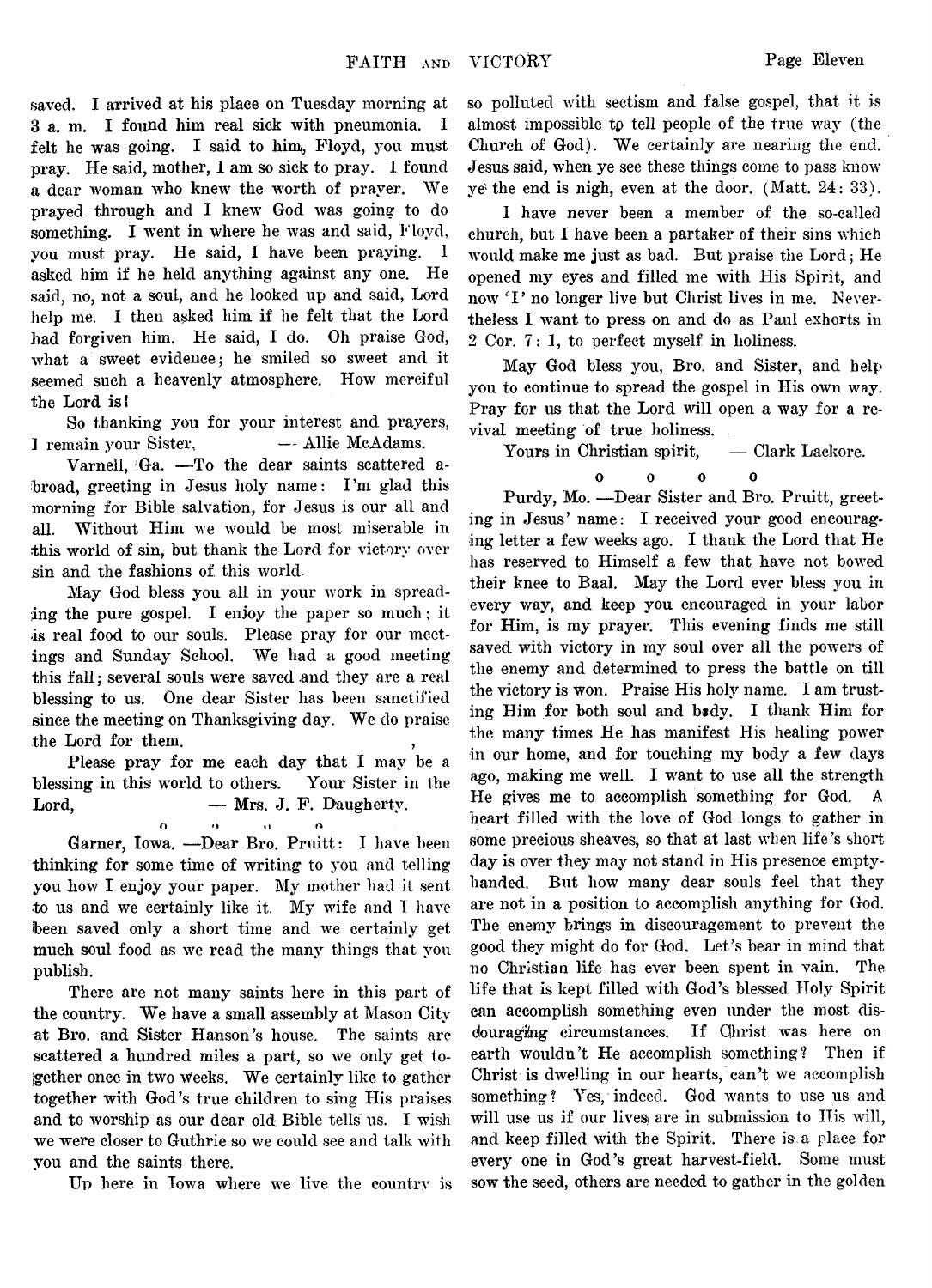saved. I arrived at his place on Tuesday morning at 3 a. m. I found him real sick with pneumonia. I felt he was going. I said to him, Floyd, you must pray. He said, mother, I am so sick to pray. I found a dear woman who knew the worth of prayer. We prayed through and I knew God was going to do something. I went in where he was and said, Floyd, you must pray. He said, I have been praying. I asked him if he held anything against any one. He said, no, not a soul, and he looked up and said, Lord help me. I then asked him if he felt that the Lord had forgiven him. He said, I do. Oh praise God, what a sweet evidence; he smiled so sweet and it seemed such a heavenly atmosphere. How merciful the Lord is!

So thanking you for your interest and prayers, I remain your Sister, — Allie McAdams.

Varnell, Ga. —To the dear saints scattered abroad, greeting in Jesus holy name: I'm glad this morning for Bible salvation, for Jesus is our all and all. Without Him we would be most miserable in this world of sin, but thank the Lord for victory over sin and the fashions of this world.

May God bless you all in your work in spreading the pure gospel. I enjoy the paper so much; it is real food to our souls. Please pray for our meetings and Sunday School. We had a good meeting this fall; several souls were saved and they are a real blessing to us. One dear Sister has been sanctified since the meeting on Thanksgiving day. We do praise the Lord for them.

Please pray for me each day that I may be a blessing in this world to others. Your Sister in the Lord, — Mrs. J. F. Daugherty.

o o o o

Garner, Iowa. —Dear Bro. Pruitt: I have been thinking for some time of writing to you and telling you how I enjoy your paper. My mother had it sent to us and we certainly like it. My wife and I have been saved only a short time and we certainly get much soul food as we read the many things that you publish.

There are not many saints here in this part of the country. We have a small assembly at Mason City at Bro. and Sister Hanson's house. The saints are scattered a hundred miles a part, so we only get together once in two weeks. We certainly like to gather together with God's true children to sing His praises and to worship as our dear old Bible tells us. I wish we were closer to Guthrie so we could see and talk with you and the saints there.

Up here in Iowa where we live the country is so polluted with sectism and false gospel, that it is almost impossible to tell people of the true way (the Church of God). We certainly are nearing the end. Jesus said, when ye see these things come to pass know ye the end is nigh, even at the door. (Matt. 24: 33).

I have never been a member of the so-called church, but I have been a partaker of their sins which would make me just as bad. But praise the Lord; He opened my eyes and filled me with His Spirit, and now 'I' no longer live but Christ lives in me. Nevertheless I want to press on and do as Paul exhorts in 2 Cor. 7: 1, to perfect myself in holiness.

May God bless you, Bro. and Sister, and help you to continue to spread the gospel in His own way. Pray for us that the Lord will open a way for a revival meeting of true holiness.

Yours in Christian spirit, — Clark Lackore.

o o o o

Purdy, Mo. —Dear Sister and Bro. Pruitt, greeting in Jesus' name: I received your good encouraging letter a few weeks ago. I thank the Lord that He has reserved to Himself a few that have not bowed their knee to Baal. May the Lord ever bless you in every way, and keep you encouraged in your labor for Him, is my prayer. This evening finds me still saved with victory in my soul over all the powers of the enemy and determined to press the battle on till the victory is won. Praise His holy name. I am trusting Him for both soul and body. I thank Him for the many times He has manifest His healing power in our home, and for touching my body a few days ago, making me well. I want to use all the strength He gives me to accomplish something for God. A heart filled with the love of God longs to gather in some precious sheaves, so that at last when life's short day is over they may not stand in His presence empty-handed. But how many dear souls feel that they are not in a position to accomplish anything for God. The enemy brings in discouragement to prevent the good they might do for God. Let's bear in mind that no Christian life has ever been spent in vain. The life that is kept filled with God's blessed Holy Spirit can accomplish something even under the most discouraging circumstances. If Christ was here on earth wouldn't He accomplish something? Then if Christ is dwelling in our hearts, can't we accomplish something? Yes, indeed. God wants to use us and will use us if our lives are in submission to His will, and keep filled with the Spirit. There is a place for every one in God's great harvest-field. Some must sow the seed, others are needed to gather in the golden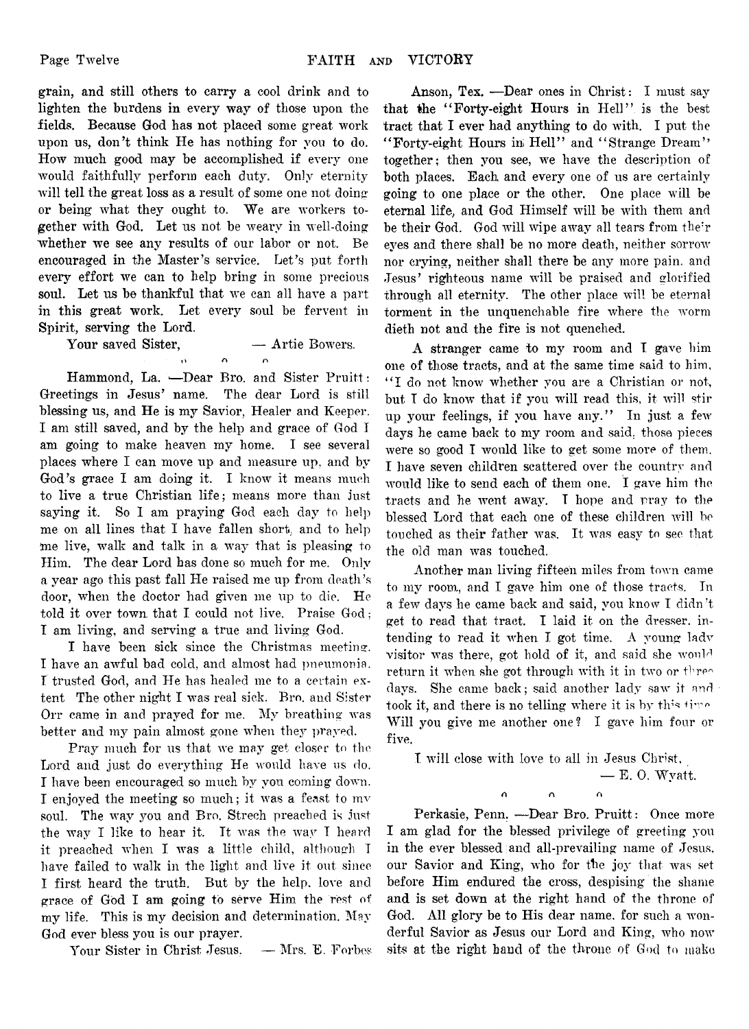grain, and still others to carry a cool drink and to lighten the burdens in every way of those upon the fields. Because God has not placed some great work upon us, don't think He has nothing for you to do. How much good may be accomplished if every one would faithfully perform each duty. Only eternity will tell the great loss as a result of some one not doing or being what they ought to. We are workers together with God. Let us not be weary in well-doing whether we see any results of our labor or not. Be encouraged in the Master's service. Let's put forth every effort we can to help bring in some precious soul. Let us be thankful that we can all have a part in this great work. Let every soul be fervent in Spirit, serving the Lord.

Your saved Sister, — Artie Bowers.

Hammond, La. —Dear Bro. and Sister Pruitt: Greetings in Jesus' name. The dear Lord is still blessing us, and He is my Savior, Healer and Keeper. I am still saved, and by the help and grace of God I am going to make heaven my home. I see several places where I can move up and measure up, and by God's grace I am doing it. I know it means much to live a true Christian life; means more than just saying it. So I am praying God each day to help me on all lines that I have fallen short, and to help me live, walk and talk in a way that is pleasing to Him. The dear Lord has done so much for me. Only a year ago this past fall He raised me up from death's door, when the doctor had given me up to die. He told it over town that I could not live. Praise God; I am living, and serving a true and living God.

I have been sick since the Christmas meeting. I have an awful bad cold, and almost had pneumonia. I trusted God, and He has healed me to a certain extent The other night I was real sick. Bro. and Sister Orr came in and prayed for me. My breathing was better and my pain almost gone when they prayed.

Pray much for us that we may get closer to the Lord and just do everything He would have us do. I have been encouraged so much by you coming down. I enjoyed the meeting so much; it was a feast to my soul. The way you and Bro. Strech preached is just the way I like to hear it. It was the way I heard it preached when I was a little child, although I have failed to walk in the light and live it out since I first heard the truth. But by the help, love and grace of God I am going to serve Him the rest of my life. This is my decision and determination. May God ever bless you is our prayer.

Your Sister in Christ Jesus. — Mrs. E. Forbes

Anson, Tex. —Dear ones in Christ: I must say that the "Forty-eight Hours in Hell" is the best tract that I ever had anything to do with. I put the "Forty-eight Hours in Hell" and "Strange Dream" together; then you see, we have the description of both places. Each and every one of us are certainly going to one place or the other. One place will be eternal life, and God Himself will be with them and be their God. God will wipe away all tears from their eyes and there shall be no more death, neither sorrow nor crying, neither shall there be any more pain, and Jesus' righteous name will be praised and glorified through all eternity. The other place will be eternal torment in the unquenchable fire where the worm dieth not and the fire is not quenched.

A stranger came to my room and I gave him one of those tracts, and at the same time said to him, "I do not know whether you are a Christian or not, but I do know that if you will read this, it will stir up your feelings, if you have any." In just a few days he came back to my room and said, those pieces were so good I would like to get some more of them. I have seven children scattered over the country and would like to send each of them one. I gave him the tracts and he went away. I hope and pray to the blessed Lord that each one of these children will be touched as their father was. It was easy to see that the old man was touched.

Another man living fifteen miles from town came to my room, and I gave him one of those tracts. In a few days he came back and said, you know I didn't get to read that tract. I laid it on the dresser, intending to read it when I got time. A young lady visitor was there, got hold of it, and said she would return it when she got through with it in two or three days. She came back; said another lady saw it and took it, and there is no telling where it is by this time. Will you give me another one? I gave him four or five.

I will close with love to all in Jesus Christ,
— E. O. Wyatt.

Perkasie, Penn. —Dear Bro. Pruitt: Once more I am glad for the blessed privilege of greeting you in the ever blessed and all-prevailing name of Jesus, our Savior and King, who for the joy that was set before Him endured the cross, despising the shame and is set down at the right hand of the throne of God. All glory be to His dear name, for such a wonderful Savior as Jesus our Lord and King, who now sits at the right hand of the throne of God to make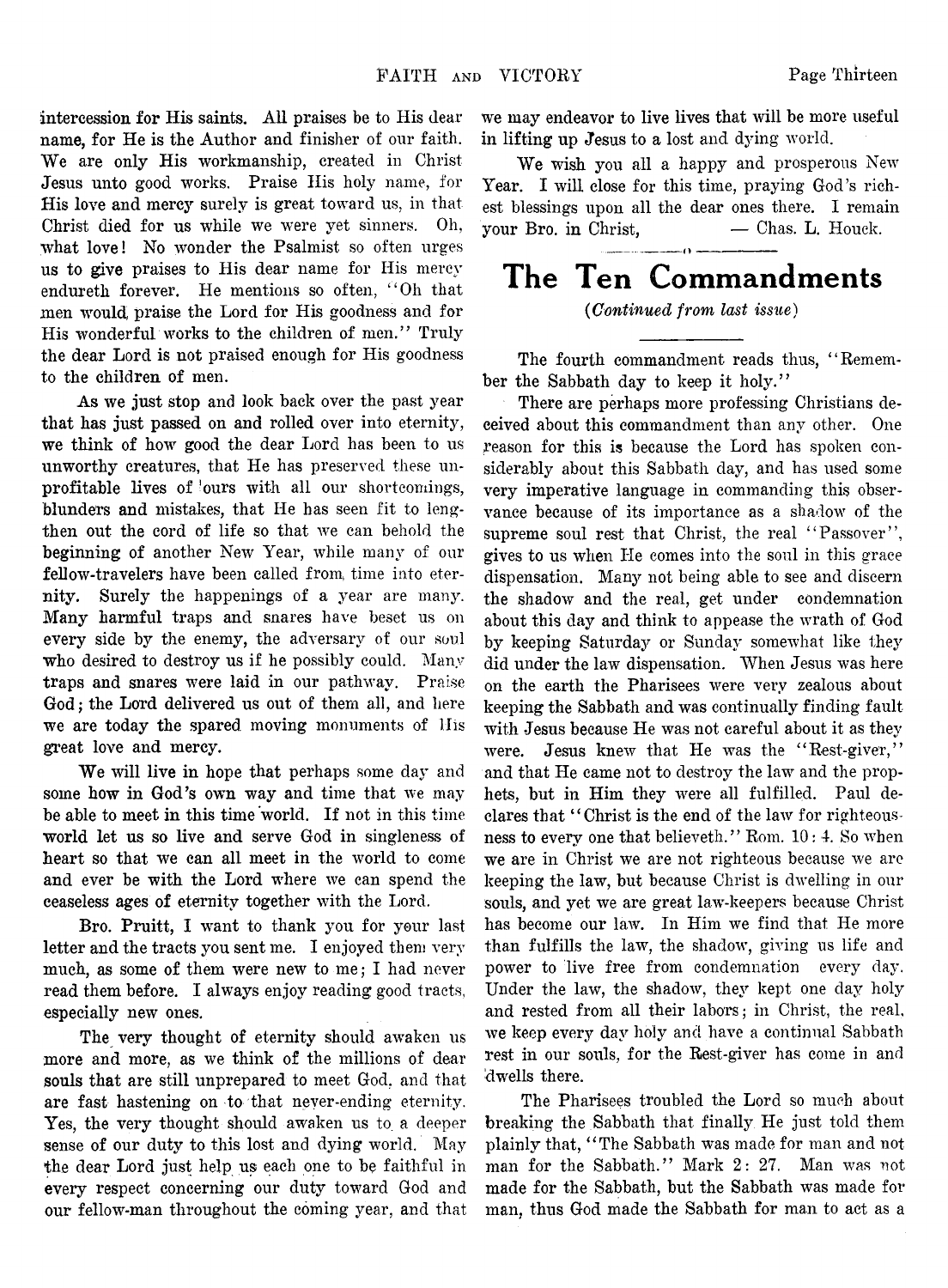intercession for His saints. All praises be to His dear name, for He is the Author and finisher of our faith. We are only His workmanship, created in Christ Jesus unto good works. Praise His holy name, for His love and mercy surely is great toward us, in that Christ died for us while we were yet sinners. Oh, what love! No wonder the Psalmist so often urges us to give praises to His dear name for His mercy endureth forever. He mentions so often, "Oh that men would praise the Lord for His goodness and for His wonderful works to the children of men." Truly the dear Lord is not praised enough for His goodness to the children of men.

As we just stop and look back over the past year that has just passed on and rolled over into eternity, we think of how good the dear Lord has been to us unworthy creatures, that He has preserved these unprofitable lives of 'ours with all our shortcomings, blunders and mistakes, that He has seen fit to lengthen out the cord of life so that we can behold the beginning of another New Year, while many of our fellow-travelers have been called from time into eternity. Surely the happenings of a year are many. Many harmful traps and snares have beset us on every side by the enemy, the adversary of our soul who desired to destroy us if he possibly could. Many traps and snares were laid in our pathway. Praise God; the Lord delivered us out of them all, and here we are today the spared moving monuments of His great love and mercy.

We will live in hope that perhaps some day and some how in God's own way and time that we may be able to meet in this time world. If not in this time world let us so live and serve God in singleness of heart so that we can all meet in the world to come and ever be with the Lord where we can spend the ceaseless ages of eternity together with the Lord.

Bro. Pruitt, I want to thank you for your last letter and the tracts you sent me. I enjoyed them very much, as some of them were new to me; I had never read them before. I always enjoy reading good tracts, especially new ones.

The very thought of eternity should awaken us more and more, as we think of the millions of dear souls that are still unprepared to meet God, and that are fast hastening on to that never-ending eternity. Yes, the very thought should awaken us to a deeper sense of our duty to this lost and dying world. May the dear Lord just help us each one to be faithful in every respect concerning our duty toward God and our fellow-man throughout the coming year, and that we may endeavor to live lives that will be more useful in lifting up Jesus to a lost and dying world.

We wish you all a happy and prosperous New Year. I will close for this time, praying God's richest blessings upon all the dear ones there. I remain your Bro. in Christ, — Chas. L. Houck.

# The Ten Commandments

*(Continued from last issue)*

The fourth commandment reads thus, "Remember the Sabbath day to keep it holy."

There are perhaps more professing Christians deceived about this commandment than any other. One reason for this is because the Lord has spoken considerably about this Sabbath day, and has used some very imperative language in commanding this observance because of its importance as a shadow of the supreme soul rest that Christ, the real "Passover", gives to us when He comes into the soul in this grace dispensation. Many not being able to see and discern the shadow and the real, get under condemnation about this day and think to appease the wrath of God by keeping Saturday or Sunday somewhat like they did under the law dispensation. When Jesus was here on the earth the Pharisees were very zealous about keeping the Sabbath and was continually finding fault with Jesus because He was not careful about it as they were. Jesus knew that He was the "Rest-giver," and that He came not to destroy the law and the prophets, but in Him they were all fulfilled. Paul declares that "Christ is the end of the law for righteousness to every one that believeth." Rom. 10: 4. So when we are in Christ we are not righteous because we are keeping the law, but because Christ is dwelling in our souls, and yet we are great law-keepers because Christ has become our law. In Him we find that He more than fulfills the law, the shadow, giving us life and power to live free from condemnation every day. Under the law, the shadow, they kept one day holy and rested from all their labors; in Christ, the real, we keep every day holy and have a continual Sabbath rest in our souls, for the Rest-giver has come in and dwells there.

The Pharisees troubled the Lord so much about breaking the Sabbath that finally He just told them plainly that, "The Sabbath was made for man and not man for the Sabbath." Mark 2: 27. Man was not made for the Sabbath, but the Sabbath was made for man, thus God made the Sabbath for man to act as a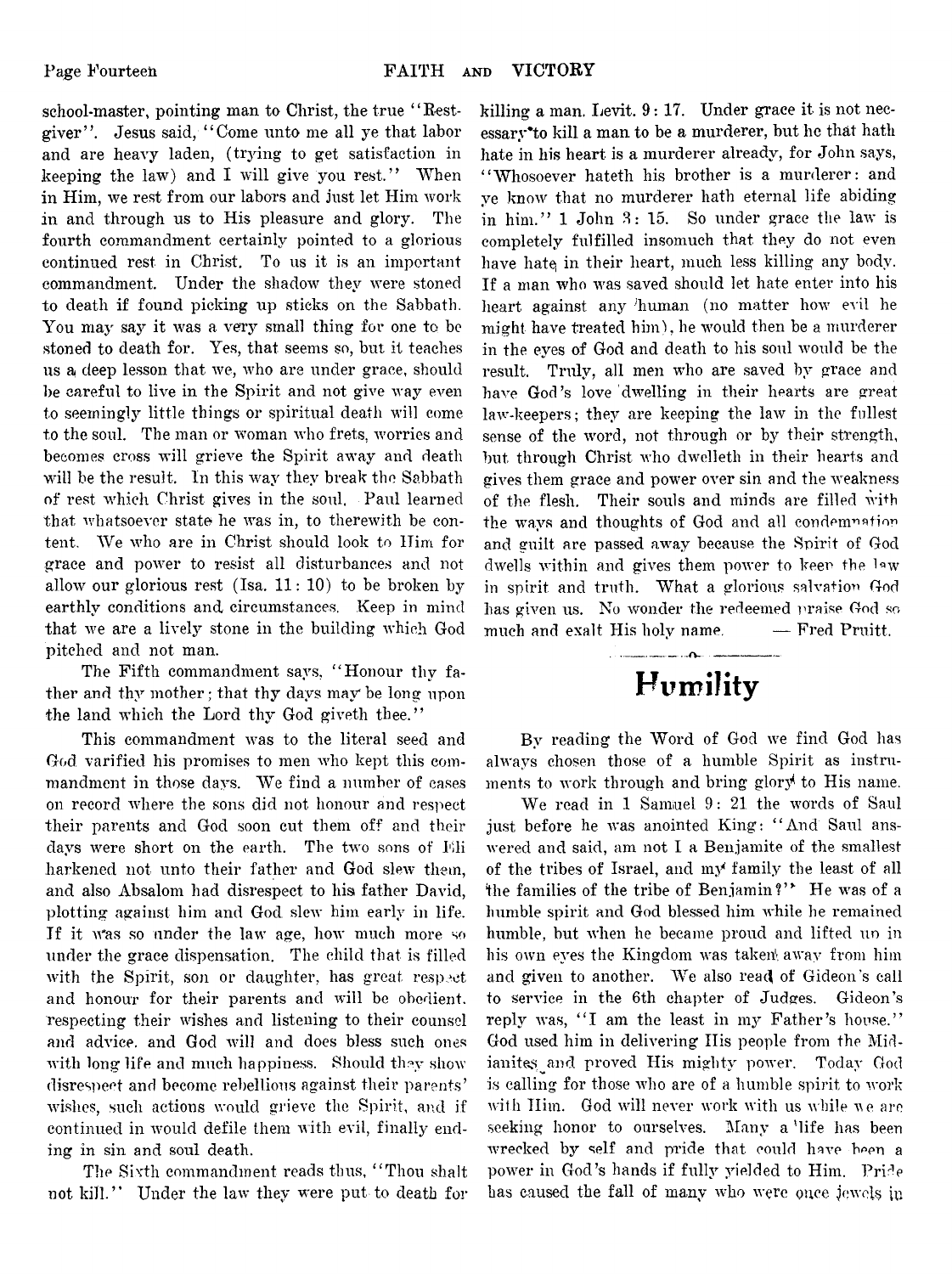school-master, pointing man to Christ, the true "Rest-giver". Jesus said, "Come unto me all ye that labor and are heavy laden, (trying to get satisfaction in keeping the law) and I will give you rest." When in Him, we rest from our labors and just let Him work in and through us to His pleasure and glory. The fourth commandment certainly pointed to a glorious continued rest in Christ. To us it is an important commandment. Under the shadow they were stoned to death if found picking up sticks on the Sabbath. You may say it was a very small thing for one to be stoned to death for. Yes, that seems so, but it teaches us a deep lesson that we, who are under grace, should be careful to live in the Spirit and not give way even to seemingly little things or spiritual death will come to the soul. The man or woman who frets, worries and becomes cross will grieve the Spirit away and death will be the result. In this way they break the Sabbath of rest which Christ gives in the soul. Paul learned that whatsoever state he was in, to therewith be content. We who are in Christ should look to Him for grace and power to resist all disturbances and not allow our glorious rest (Isa. 11: 10) to be broken by earthly conditions and circumstances. Keep in mind that we are a lively stone in the building which God pitched and not man.

The Fifth commandment says, "Honour thy father and thy mother; that thy days may be long upon the land which the Lord thy God giveth thee."

This commandment was to the literal seed and God varified his promises to men who kept this commandment in those days. We find a number of cases on record where the sons did not honour and respect their parents and God soon cut them off and their days were short on the earth. The two sons of Eli harkened not unto their father and God slew them, and also Absalom had disrespect to his father David, plotting against him and God slew him early in life. If it was so under the law age, how much more so under the grace dispensation. The child that is filled with the Spirit, son or daughter, has great respect and honour for their parents and will be obedient, respecting their wishes and listening to their counsel and advice, and God will and does bless such ones with long life and much happiness. Should they show disrespect and become rebellious against their parents' wishes, such actions would grieve the Spirit, and if continued in would defile them with evil, finally ending in sin and soul death.

The Sixth commandment reads thus, "Thou shalt not kill." Under the law they were put to death for killing a man. Levit. 9: 17. Under grace it is not necessary to kill a man to be a murderer, but he that hath hate in his heart is a murderer already, for John says, "Whosoever hateth his brother is a murderer: and ye know that no murderer hath eternal life abiding in him." 1 John 3: 15. So under grace the law is completely fulfilled insomuch that they do not even have hate in their heart, much less killing any body. If a man who was saved should let hate enter into his heart against any human (no matter how evil he might have treated him), he would then be a murderer in the eyes of God and death to his soul would be the result. Truly, all men who are saved by grace and have God's love dwelling in their hearts are great law-keepers; they are keeping the law in the fullest sense of the word, not through or by their strength, but through Christ who dwelleth in their hearts and gives them grace and power over sin and the weakness of the flesh. Their souls and minds are filled with the ways and thoughts of God and all condemnation and guilt are passed away because the Spirit of God dwells within and gives them power to keep the law in spirit and truth. What a glorious salvation God has given us. No wonder the redeemed praise God so much and exalt His holy name. — Fred Pruitt.

# Humility

By reading the Word of God we find God has always chosen those of a humble Spirit as instruments to work through and bring glory to His name.

We read in 1 Samuel 9: 21 the words of Saul just before he was anointed King: "And Saul answered and said, am not I a Benjamite of the smallest of the tribes of Israel, and my family the least of all the families of the tribe of Benjamin?" He was of a humble spirit and God blessed him while he remained humble, but when he became proud and lifted up in his own eyes the Kingdom was taken away from him and given to another. We also read of Gideon's call to service in the 6th chapter of Judges. Gideon's reply was, "I am the least in my Father's house." God used him in delivering His people from the Midianites and proved His mighty power. Today God is calling for those who are of a humble spirit to work with Him. God will never work with us while we are seeking honor to ourselves. Many a life has been wrecked by self and pride that could have been a power in God's hands if fully yielded to Him. Pride has caused the fall of many who were once jewels in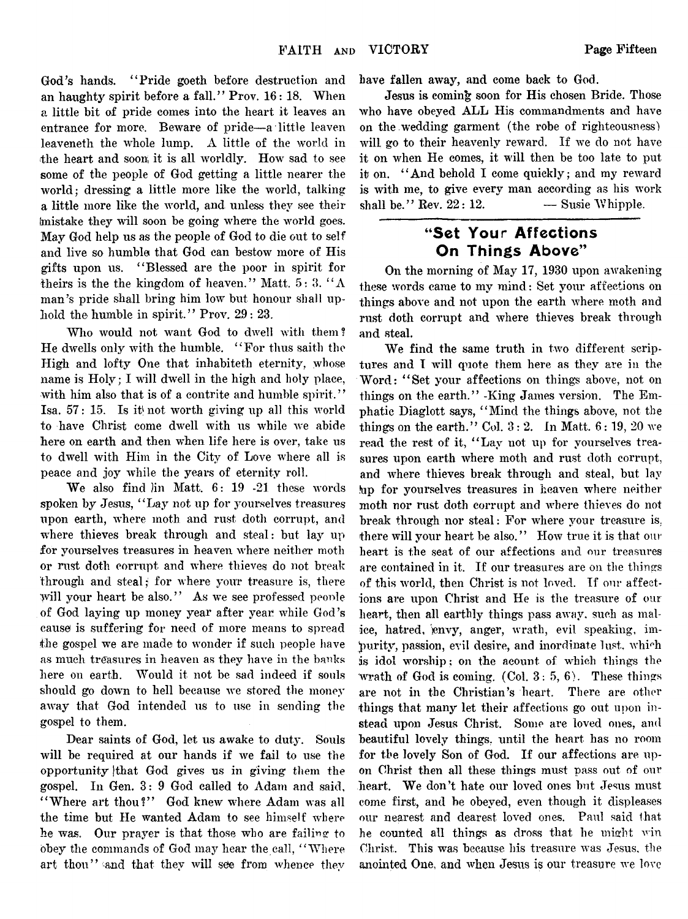God's hands. "Pride goeth before destruction and an haughty spirit before a fall." Prov. 16: 18. When a little bit of pride comes into the heart it leaves an entrance for more. Beware of pride—a little leaven leaveneth the whole lump. A little of the world in the heart and soon it is all worldly. How sad to see some of the people of God getting a little nearer the world; dressing a little more like the world, talking a little more like the world, and unless they see their mistake they will soon be going where the world goes. May God help us as the people of God to die out to self and live so humble that God can bestow more of His gifts upon us. "Blessed are the poor in spirit for theirs is the the kingdom of heaven." Matt. 5: 3. "A man's pride shall bring him low but honour shall uphold the humble in spirit." Prov. 29: 23.

Who would not want God to dwell with them? He dwells only with the humble. "For thus saith the High and lofty One that inhabiteth eternity, whose name is Holy; I will dwell in the high and holy place, with him also that is of a contrite and humble spirit." Isa. 57: 15. Is it not worth giving up all this world to have Christ come dwell with us while we abide here on earth and then when life here is over, take us to dwell with Him in the City of Love where all is peace and joy while the years of eternity roll.

We also find in Matt. 6: 19 -21 these words spoken by Jesus, "Lay not up for yourselves treasures upon earth, where moth and rust doth corrupt, and where thieves break through and steal: but lay up for yourselves treasures in heaven where neither moth or rust doth corrupt and where thieves do not break through and steal; for where your treasure is, there will your heart be also." As we see professed people of God laying up money year after year while God's cause is suffering for need of more means to spread the gospel we are made to wonder if such people have as much treasures in heaven as they have in the banks here on earth. Would it not be sad indeed if souls should go down to hell because we stored the money away that God intended us to use in sending the gospel to them.

Dear saints of God, let us awake to duty. Souls will be required at our hands if we fail to use the opportunity that God gives us in giving them the gospel. In Gen. 3: 9 God called to Adam and said, "Where art thou?" God knew where Adam was all the time but He wanted Adam to see himself where he was. Our prayer is that those who are failing to obey the commands of God may hear the call, "Where art thou" and that they will see from whence they have fallen away, and come back to God.

Jesus is coming soon for His chosen Bride. Those who have obeyed ALL His commandments and have on the wedding garment (the robe of righteousness) will go to their heavenly reward. If we do not have it on when He comes, it will then be too late to put it on. "And behold I come quickly; and my reward is with me, to give every man according as his work shall be." Rev. 22: 12. — Susie Whipple.

## "Set Your Affections On Things Above"

On the morning of May 17, 1930 upon awakening these words came to my mind: Set your affections on things above and not upon the earth where moth and rust doth corrupt and where thieves break through and steal.

We find the same truth in two different scriptures and I will quote them here as they are in the Word: "Set your affections on things above, not on things on the earth." -King James version. The Emphatic Diaglott says, "Mind the things above, not the things on the earth." Col. 3: 2. In Matt. 6: 19, 20 we read the rest of it, "Lay not up for yourselves treasures upon earth where moth and rust doth corrupt, and where thieves break through and steal, but lay up for yourselves treasures in heaven where neither moth nor rust doth corrupt and where thieves do not break through nor steal: For where your treasure is, there will your heart be also." How true it is that our heart is the seat of our affections and our treasures are contained in it. If our treasures are on the things of this world, then Christ is not loved. If our affections are upon Christ and He is the treasure of our heart, then all earthly things pass away, such as malice, hatred, envy, anger, wrath, evil speaking, impurity, passion, evil desire, and inordinate lust, which is idol worship; on the acount of which things the wrath of God is coming. (Col. 3: 5, 6). These things are not in the Christian's heart. There are other things that many let their affections go out upon instead upon Jesus Christ. Some are loved ones, and beautiful lovely things, until the heart has no room for the lovely Son of God. If our affections are upon Christ then all these things must pass out of our heart. We don't hate our loved ones but Jesus must come first, and be obeyed, even though it displeases our nearest and dearest loved ones. Paul said that he counted all things as dross that he might win Christ. This was because his treasure was Jesus, the anointed One, and when Jesus is our treasure we love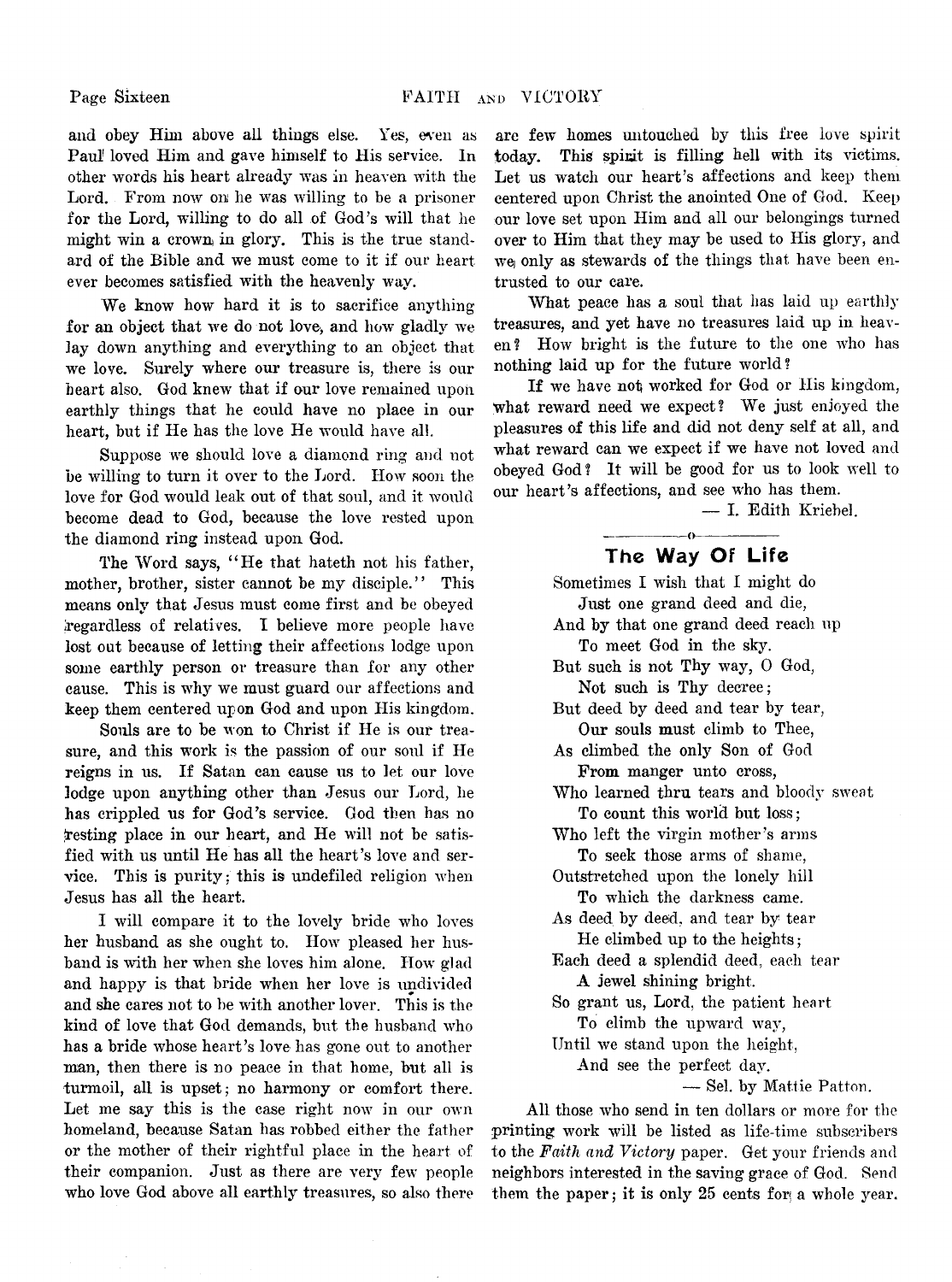and obey Him above all things else. Yes, even as Paul loved Him and gave himself to His service. In other words his heart already was in heaven with the Lord. From now on he was willing to be a prisoner for the Lord, willing to do all of God's will that he might win a crown in glory. This is the true standard of the Bible and we must come to it if our heart ever becomes satisfied with the heavenly way.

We know how hard it is to sacrifice anything for an object that we do not love, and how gladly we lay down anything and everything to an object that we love. Surely where our treasure is, there is our heart also. God knew that if our love remained upon earthly things that he could have no place in our heart, but if He has the love He would have all.

Suppose we should love a diamond ring and not be willing to turn it over to the Lord. How soon the love for God would leak out of that soul, and it would become dead to God, because the love rested upon the diamond ring instead upon God.

The Word says, "He that hateth not his father, mother, brother, sister cannot be my disciple." This means only that Jesus must come first and be obeyed regardless of relatives. I believe more people have lost out because of letting their affections lodge upon some earthly person or treasure than for any other cause. This is why we must guard our affections and keep them centered upon God and upon His kingdom.

Souls are to be won to Christ if He is our treasure, and this work is the passion of our soul if He reigns in us. If Satan can cause us to let our love lodge upon anything other than Jesus our Lord, he has crippled us for God's service. God then has no resting place in our heart, and He will not be satisfied with us until He has all the heart's love and service. This is purity; this is undefiled religion when Jesus has all the heart.

I will compare it to the lovely bride who loves her husband as she ought to. How pleased her husband is with her when she loves him alone. How glad and happy is that bride when her love is undivided and she cares not to be with another lover. This is the kind of love that God demands, but the husband who has a bride whose heart's love has gone out to another man, then there is no peace in that home, but all is turmoil, all is upset; no harmony or comfort there. Let me say this is the case right now in our own homeland, because Satan has robbed either the father or the mother of their rightful place in the heart of their companion. Just as there are very few people who love God above all earthly treasures, so also there are few homes untouched by this free love spirit today. This spirit is filling hell with its victims. Let us watch our heart's affections and keep them centered upon Christ the anointed One of God. Keep our love set upon Him and all our belongings turned over to Him that they may be used to His glory, and we only as stewards of the things that have been entrusted to our care.

What peace has a soul that has laid up earthly treasures, and yet have no treasures laid up in heaven? How bright is the future to the one who has nothing laid up for the future world?

If we have not worked for God or His kingdom, what reward need we expect? We just enjoyed the pleasures of this life and did not deny self at all, and what reward can we expect if we have not loved and obeyed God? It will be good for us to look well to our heart's affections, and see who has them.

— I. Edith Kriebel.

## The Way Of Life

Sometimes I wish that I might do
Just one grand deed and die,
And by that one grand deed reach up
To meet God in the sky.
But such is not Thy way, O God,
Not such is Thy decree;
But deed by deed and tear by tear,
Our souls must climb to Thee,
As climbed the only Son of God
From manger unto cross,
Who learned thru tears and bloody sweat
To count this world but loss;
Who left the virgin mother's arms
To seek those arms of shame,
Outstretched upon the lonely hill
To which the darkness came.
As deed by deed, and tear by tear
He climbed up to the heights;
Each deed a splendid deed, each tear
A jewel shining bright.
So grant us, Lord, the patient heart
To climb the upward way,
Until we stand upon the height,
And see the perfect day.

— Sel. by Mattie Patton.

All those who send in ten dollars or more for the printing work will be listed as life-time subscribers to the *Faith and Victory* paper. Get your friends and neighbors interested in the saving grace of God. Send them the paper; it is only 25 cents for a whole year.